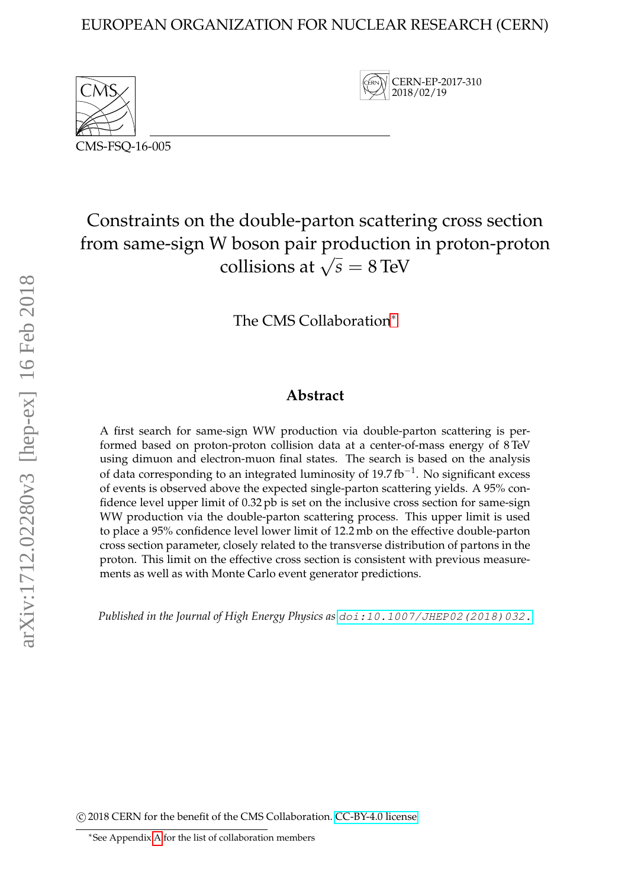EUROPEAN ORGANIZATION FOR NUCLEAR RESEARCH (CERN)

CERN-EP-2017-310
2018/02/19

CMS-FSQ-16-005

# Constraints on the double-parton scattering cross section from same-sign W boson pair production in proton-proton collisions at $\sqrt{s} = 8\,\text{TeV}$

The CMS Collaboration[*]

## Abstract

A first search for same-sign WW production via double-parton scattering is performed based on proton-proton collision data at a center-of-mass energy of 8 TeV using dimuon and electron-muon final states. The search is based on the analysis of data corresponding to an integrated luminosity of $19.7\,\text{fb}^{-1}$. No significant excess of events is observed above the expected single-parton scattering yields. A 95% confidence level upper limit of 0.32 pb is set on the inclusive cross section for same-sign WW production via the double-parton scattering process. This upper limit is used to place a 95% confidence level lower limit of 12.2 mb on the effective double-parton cross section parameter, closely related to the transverse distribution of partons in the proton. This limit on the effective cross section is consistent with previous measurements as well as with Monte Carlo event generator predictions.

*Published in the Journal of High Energy Physics as* doi:10.1007/JHEP02(2018)032.

© 2018 CERN for the benefit of the CMS Collaboration. CC-BY-4.0 license

[*]See Appendix A for the list of collaboration members

arXiv:1712.02280v3 [hep-ex] 16 Feb 2018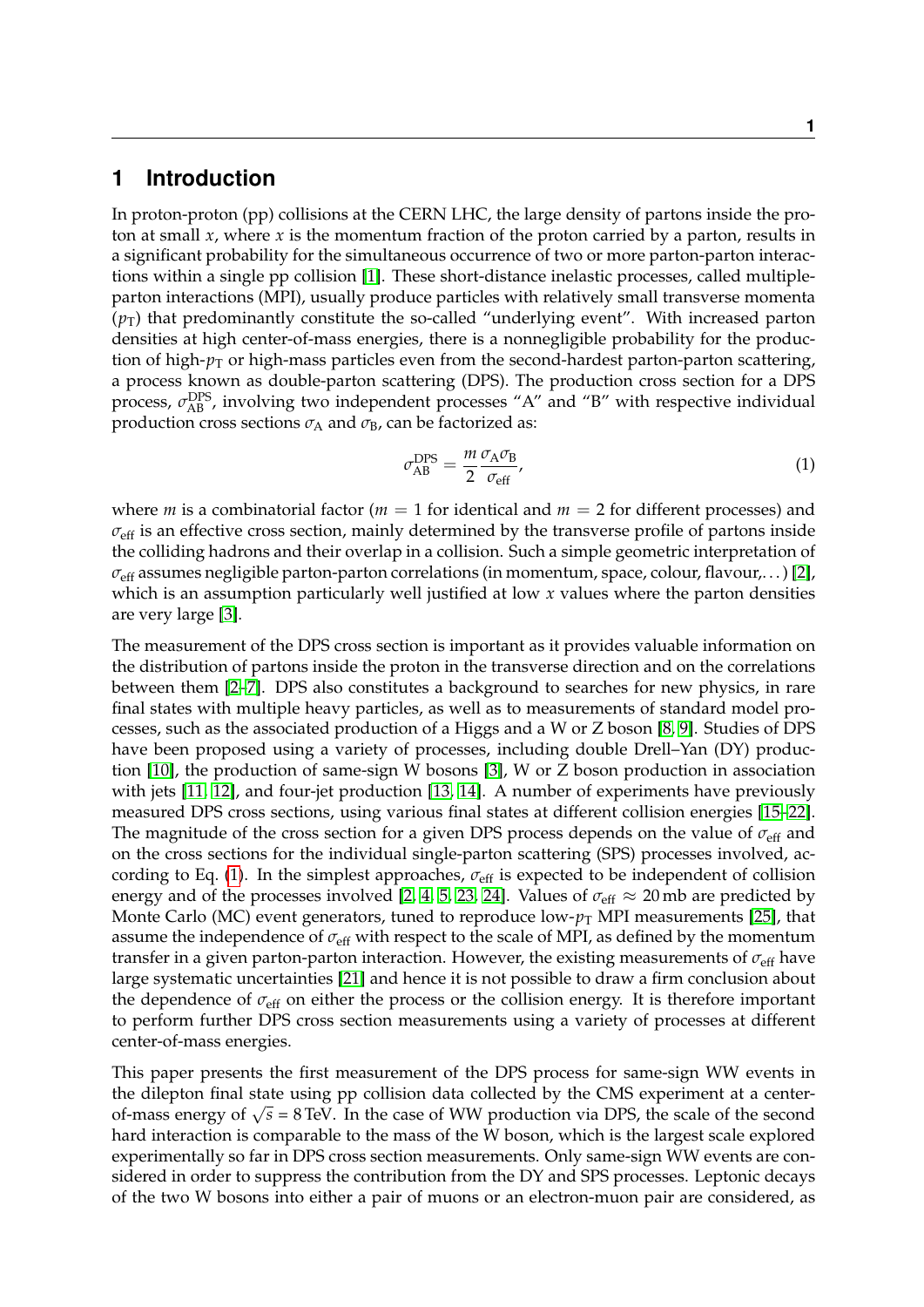# 1 Introduction

In proton-proton (pp) collisions at the CERN LHC, the large density of partons inside the proton at small $x$, where $x$ is the momentum fraction of the proton carried by a parton, results in a significant probability for the simultaneous occurrence of two or more parton-parton interactions within a single pp collision [1]. These short-distance inelastic processes, called multiple-parton interactions (MPI), usually produce particles with relatively small transverse momenta ($p_{\mathrm{T}}$) that predominantly constitute the so-called "underlying event". With increased parton densities at high center-of-mass energies, there is a nonnegligible probability for the production of high-$p_{\mathrm{T}}$ or high-mass particles even from the second-hardest parton-parton scattering, a process known as double-parton scattering (DPS). The production cross section for a DPS process, $\sigma_{\mathrm{AB}}^{\mathrm{DPS}}$, involving two independent processes "A" and "B" with respective individual production cross sections $\sigma_{\mathrm{A}}$ and $\sigma_{\mathrm{B}}$, can be factorized as:

$$\sigma_{\mathrm{AB}}^{\mathrm{DPS}} = \frac{m}{2}\frac{\sigma_{\mathrm{A}}\sigma_{\mathrm{B}}}{\sigma_{\mathrm{eff}}}, \tag{1}$$

where $m$ is a combinatorial factor ($m = 1$ for identical and $m = 2$ for different processes) and $\sigma_{\mathrm{eff}}$ is an effective cross section, mainly determined by the transverse profile of partons inside the colliding hadrons and their overlap in a collision. Such a simple geometric interpretation of $\sigma_{\mathrm{eff}}$ assumes negligible parton-parton correlations (in momentum, space, colour, flavour,...) [2], which is an assumption particularly well justified at low $x$ values where the parton densities are very large [3].

The measurement of the DPS cross section is important as it provides valuable information on the distribution of partons inside the proton in the transverse direction and on the correlations between them [2–7]. DPS also constitutes a background to searches for new physics, in rare final states with multiple heavy particles, as well as to measurements of standard model processes, such as the associated production of a Higgs and a W or Z boson [8, 9]. Studies of DPS have been proposed using a variety of processes, including double Drell–Yan (DY) production [10], the production of same-sign W bosons [3], W or Z boson production in association with jets [11, 12], and four-jet production [13, 14]. A number of experiments have previously measured DPS cross sections, using various final states at different collision energies [15–22]. The magnitude of the cross section for a given DPS process depends on the value of $\sigma_{\mathrm{eff}}$ and on the cross sections for the individual single-parton scattering (SPS) processes involved, according to Eq. (1). In the simplest approaches, $\sigma_{\mathrm{eff}}$ is expected to be independent of collision energy and of the processes involved [2, 4, 5, 23, 24]. Values of $\sigma_{\mathrm{eff}} \approx 20\,\mathrm{mb}$ are predicted by Monte Carlo (MC) event generators, tuned to reproduce low-$p_{\mathrm{T}}$ MPI measurements [25], that assume the independence of $\sigma_{\mathrm{eff}}$ with respect to the scale of MPI, as defined by the momentum transfer in a given parton-parton interaction. However, the existing measurements of $\sigma_{\mathrm{eff}}$ have large systematic uncertainties [21] and hence it is not possible to draw a firm conclusion about the dependence of $\sigma_{\mathrm{eff}}$ on either the process or the collision energy. It is therefore important to perform further DPS cross section measurements using a variety of processes at different center-of-mass energies.

This paper presents the first measurement of the DPS process for same-sign WW events in the dilepton final state using pp collision data collected by the CMS experiment at a center-of-mass energy of $\sqrt{s} = 8\,\mathrm{TeV}$. In the case of WW production via DPS, the scale of the second hard interaction is comparable to the mass of the W boson, which is the largest scale explored experimentally so far in DPS cross section measurements. Only same-sign WW events are considered in order to suppress the contribution from the DY and SPS processes. Leptonic decays of the two W bosons into either a pair of muons or an electron-muon pair are considered, as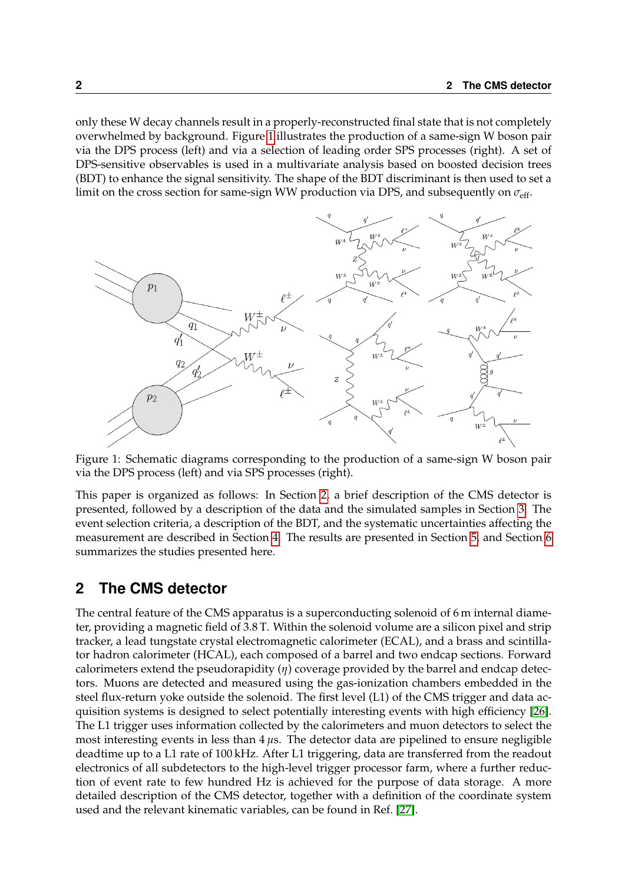only these W decay channels result in a properly-reconstructed final state that is not completely overwhelmed by background. Figure 1 illustrates the production of a same-sign W boson pair via the DPS process (left) and via a selection of leading order SPS processes (right). A set of DPS-sensitive observables is used in a multivariate analysis based on boosted decision trees (BDT) to enhance the signal sensitivity. The shape of the BDT discriminant is then used to set a limit on the cross section for same-sign WW production via DPS, and subsequently on $\sigma_{\text{eff}}$.

Figure 1: Schematic diagrams corresponding to the production of a same-sign W boson pair via the DPS process (left) and via SPS processes (right).

This paper is organized as follows: In Section 2, a brief description of the CMS detector is presented, followed by a description of the data and the simulated samples in Section 3. The event selection criteria, a description of the BDT, and the systematic uncertainties affecting the measurement are described in Section 4. The results are presented in Section 5, and Section 6 summarizes the studies presented here.

## 2 The CMS detector

The central feature of the CMS apparatus is a superconducting solenoid of 6 m internal diameter, providing a magnetic field of 3.8 T. Within the solenoid volume are a silicon pixel and strip tracker, a lead tungstate crystal electromagnetic calorimeter (ECAL), and a brass and scintillator hadron calorimeter (HCAL), each composed of a barrel and two endcap sections. Forward calorimeters extend the pseudorapidity ($\eta$) coverage provided by the barrel and endcap detectors. Muons are detected and measured using the gas-ionization chambers embedded in the steel flux-return yoke outside the solenoid. The first level (L1) of the CMS trigger and data acquisition systems is designed to select potentially interesting events with high efficiency [26]. The L1 trigger uses information collected by the calorimeters and muon detectors to select the most interesting events in less than 4 $\mu$s. The detector data are pipelined to ensure negligible deadtime up to a L1 rate of 100 kHz. After L1 triggering, data are transferred from the readout electronics of all subdetectors to the high-level trigger processor farm, where a further reduction of event rate to few hundred Hz is achieved for the purpose of data storage. A more detailed description of the CMS detector, together with a definition of the coordinate system used and the relevant kinematic variables, can be found in Ref. [27].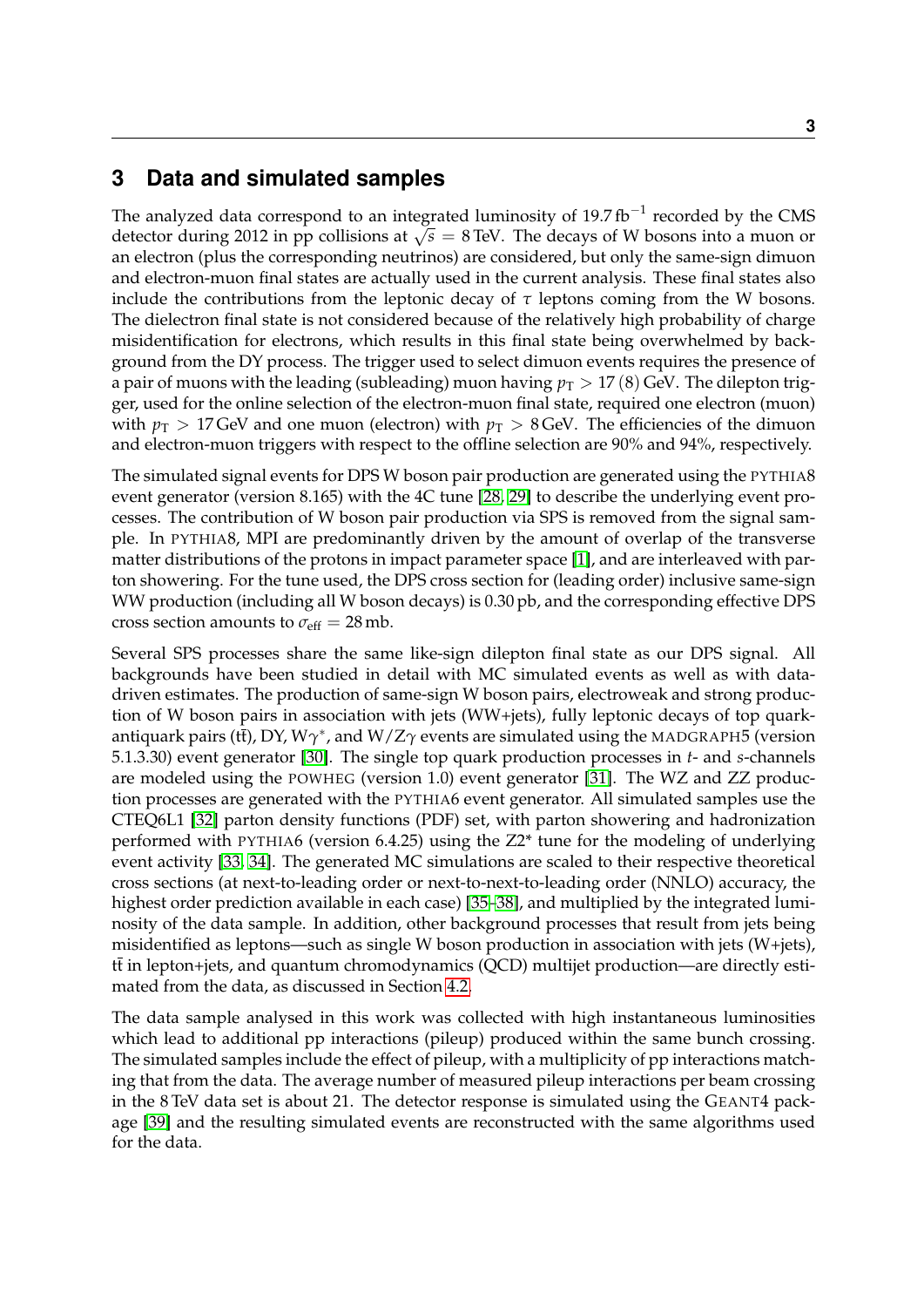## 3 Data and simulated samples

The analyzed data correspond to an integrated luminosity of 19.7 $\mathrm{fb}^{-1}$ recorded by the CMS detector during 2012 in pp collisions at $\sqrt{s} = 8$ TeV. The decays of W bosons into a muon or an electron (plus the corresponding neutrinos) are considered, but only the same-sign dimuon and electron-muon final states are actually used in the current analysis. These final states also include the contributions from the leptonic decay of $\tau$ leptons coming from the W bosons. The dielectron final state is not considered because of the relatively high probability of charge misidentification for electrons, which results in this final state being overwhelmed by background from the DY process. The trigger used to select dimuon events requires the presence of a pair of muons with the leading (subleading) muon having $p_{\mathrm{T}} > 17\,(8)$ GeV. The dilepton trigger, used for the online selection of the electron-muon final state, required one electron (muon) with $p_{\mathrm{T}} > 17$ GeV and one muon (electron) with $p_{\mathrm{T}} > 8$ GeV. The efficiencies of the dimuon and electron-muon triggers with respect to the offline selection are 90% and 94%, respectively.

The simulated signal events for DPS W boson pair production are generated using the PYTHIA8 event generator (version 8.165) with the 4C tune [28, 29] to describe the underlying event processes. The contribution of W boson pair production via SPS is removed from the signal sample. In PYTHIA8, MPI are predominantly driven by the amount of overlap of the transverse matter distributions of the protons in impact parameter space [1], and are interleaved with parton showering. For the tune used, the DPS cross section for (leading order) inclusive same-sign WW production (including all W boson decays) is 0.30 pb, and the corresponding effective DPS cross section amounts to $\sigma_{\mathrm{eff}} = 28$ mb.

Several SPS processes share the same like-sign dilepton final state as our DPS signal. All backgrounds have been studied in detail with MC simulated events as well as with data-driven estimates. The production of same-sign W boson pairs, electroweak and strong production of W boson pairs in association with jets (WW+jets), fully leptonic decays of top quark-antiquark pairs ($\mathrm{t\bar{t}}$), DY, W$\gamma^*$, and W/Z$\gamma$ events are simulated using the MADGRAPH5 (version 5.1.3.30) event generator [30]. The single top quark production processes in $t$- and $s$-channels are modeled using the POWHEG (version 1.0) event generator [31]. The WZ and ZZ production processes are generated with the PYTHIA6 event generator. All simulated samples use the CTEQ6L1 [32] parton density functions (PDF) set, with parton showering and hadronization performed with PYTHIA6 (version 6.4.25) using the Z2* tune for the modeling of underlying event activity [33, 34]. The generated MC simulations are scaled to their respective theoretical cross sections (at next-to-leading order or next-to-next-to-leading order (NNLO) accuracy, the highest order prediction available in each case) [35–38], and multiplied by the integrated luminosity of the data sample. In addition, other background processes that result from jets being misidentified as leptons—such as single W boson production in association with jets (W+jets), $\mathrm{t\bar{t}}$ in lepton+jets, and quantum chromodynamics (QCD) multijet production—are directly estimated from the data, as discussed in Section 4.2.

The data sample analysed in this work was collected with high instantaneous luminosities which lead to additional pp interactions (pileup) produced within the same bunch crossing. The simulated samples include the effect of pileup, with a multiplicity of pp interactions matching that from the data. The average number of measured pileup interactions per beam crossing in the 8 TeV data set is about 21. The detector response is simulated using the GEANT4 package [39] and the resulting simulated events are reconstructed with the same algorithms used for the data.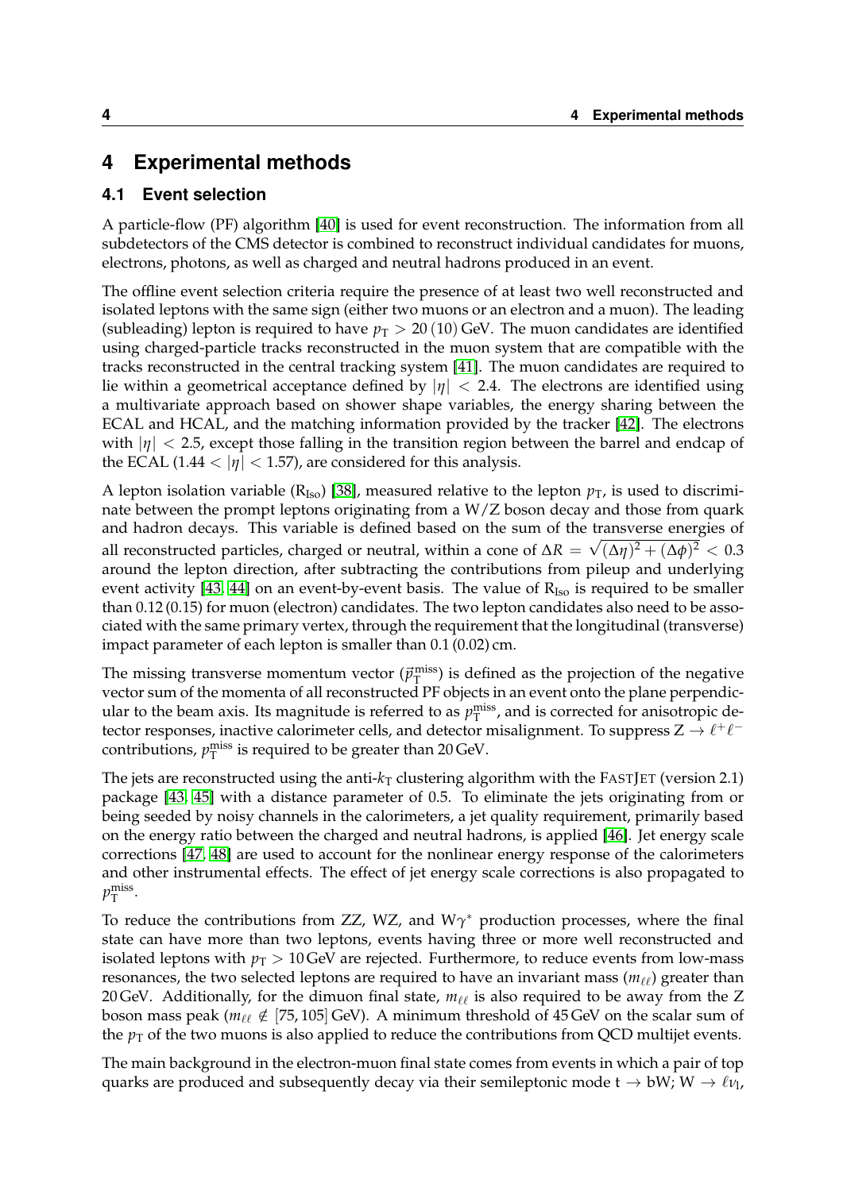# 4 Experimental methods

## 4.1 Event selection

A particle-flow (PF) algorithm [40] is used for event reconstruction. The information from all subdetectors of the CMS detector is combined to reconstruct individual candidates for muons, electrons, photons, as well as charged and neutral hadrons produced in an event.

The offline event selection criteria require the presence of at least two well reconstructed and isolated leptons with the same sign (either two muons or an electron and a muon). The leading (subleading) lepton is required to have $p_{\mathrm{T}} > 20\,(10)\,\mathrm{GeV}$. The muon candidates are identified using charged-particle tracks reconstructed in the muon system that are compatible with the tracks reconstructed in the central tracking system [41]. The muon candidates are required to lie within a geometrical acceptance defined by $|\eta| < 2.4$. The electrons are identified using a multivariate approach based on shower shape variables, the energy sharing between the ECAL and HCAL, and the matching information provided by the tracker [42]. The electrons with $|\eta| < 2.5$, except those falling in the transition region between the barrel and endcap of the ECAL ($1.44 < |\eta| < 1.57$), are considered for this analysis.

A lepton isolation variable ($\mathrm{R_{Iso}}$) [38], measured relative to the lepton $p_{\mathrm{T}}$, is used to discriminate between the prompt leptons originating from a W/Z boson decay and those from quark and hadron decays. This variable is defined based on the sum of the transverse energies of all reconstructed particles, charged or neutral, within a cone of $\Delta R = \sqrt{(\Delta\eta)^2 + (\Delta\phi)^2} < 0.3$ around the lepton direction, after subtracting the contributions from pileup and underlying event activity [43, 44] on an event-by-event basis. The value of $\mathrm{R_{Iso}}$ is required to be smaller than 0.12 (0.15) for muon (electron) candidates. The two lepton candidates also need to be associated with the same primary vertex, through the requirement that the longitudinal (transverse) impact parameter of each lepton is smaller than 0.1 (0.02) cm.

The missing transverse momentum vector ($\vec{p}_{\mathrm{T}}^{\text{miss}}$) is defined as the projection of the negative vector sum of the momenta of all reconstructed PF objects in an event onto the plane perpendicular to the beam axis. Its magnitude is referred to as $p_{\mathrm{T}}^{\text{miss}}$, and is corrected for anisotropic detector responses, inactive calorimeter cells, and detector misalignment. To suppress $\mathrm{Z} \to \ell^+\ell^-$ contributions, $p_{\mathrm{T}}^{\text{miss}}$ is required to be greater than 20 GeV.

The jets are reconstructed using the anti-$k_{\mathrm{T}}$ clustering algorithm with the FASTJET (version 2.1) package [43, 45] with a distance parameter of 0.5. To eliminate the jets originating from or being seeded by noisy channels in the calorimeters, a jet quality requirement, primarily based on the energy ratio between the charged and neutral hadrons, is applied [46]. Jet energy scale corrections [47, 48] are used to account for the nonlinear energy response of the calorimeters and other instrumental effects. The effect of jet energy scale corrections is also propagated to $p_{\mathrm{T}}^{\text{miss}}$.

To reduce the contributions from ZZ, WZ, and $\mathrm{W}\gamma^*$ production processes, where the final state can have more than two leptons, events having three or more well reconstructed and isolated leptons with $p_{\mathrm{T}} > 10\,\mathrm{GeV}$ are rejected. Furthermore, to reduce events from low-mass resonances, the two selected leptons are required to have an invariant mass ($m_{\ell\ell}$) greater than 20 GeV. Additionally, for the dimuon final state, $m_{\ell\ell}$ is also required to be away from the Z boson mass peak ($m_{\ell\ell} \notin [75, 105]\,\mathrm{GeV}$). A minimum threshold of 45 GeV on the scalar sum of the $p_{\mathrm{T}}$ of the two muons is also applied to reduce the contributions from QCD multijet events.

The main background in the electron-muon final state comes from events in which a pair of top quarks are produced and subsequently decay via their semileptonic mode $\mathrm{t} \to \mathrm{bW};\ \mathrm{W} \to \ell\nu_{\mathrm{l}}$,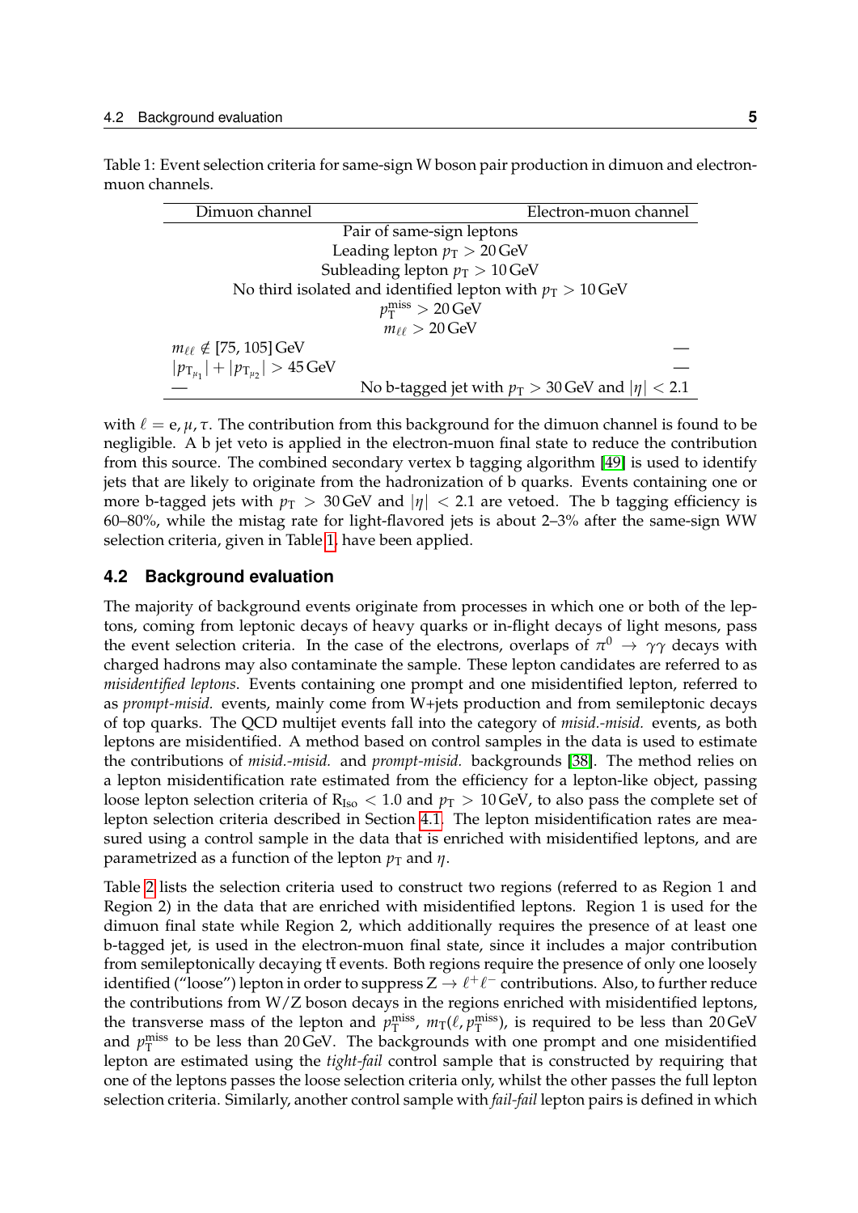Table 1: Event selection criteria for same-sign W boson pair production in dimuon and electron-muon channels.

| Dimuon channel | Electron-muon channel |
|---|---|
| Pair of same-sign leptons | |
| Leading lepton $p_{\mathrm{T}} > 20\,\mathrm{GeV}$ | |
| Subleading lepton $p_{\mathrm{T}} > 10\,\mathrm{GeV}$ | |
| No third isolated and identified lepton with $p_{\mathrm{T}} > 10\,\mathrm{GeV}$ | |
| $p_{\mathrm{T}}^{\mathrm{miss}} > 20\,\mathrm{GeV}$ | |
| $m_{\ell\ell} > 20\,\mathrm{GeV}$ | |
| $m_{\ell\ell} \notin [75, 105]\,\mathrm{GeV}$ | — |
| $\lvert p_{\mathrm{T}_{\mu_1}} \rvert + \lvert p_{\mathrm{T}_{\mu_2}} \rvert > 45\,\mathrm{GeV}$ | — |
| — | No b-tagged jet with $p_{\mathrm{T}} > 30\,\mathrm{GeV}$ and $\lvert\eta\rvert < 2.1$ |

with $\ell = \mathrm{e}, \mu, \tau$. The contribution from this background for the dimuon channel is found to be negligible. A b jet veto is applied in the electron-muon final state to reduce the contribution from this source. The combined secondary vertex b tagging algorithm [49] is used to identify jets that are likely to originate from the hadronization of b quarks. Events containing one or more b-tagged jets with $p_{\mathrm{T}} > 30\,\mathrm{GeV}$ and $\lvert\eta\rvert < 2.1$ are vetoed. The b tagging efficiency is 60–80%, while the mistag rate for light-flavored jets is about 2–3% after the same-sign WW selection criteria, given in Table 1, have been applied.

## 4.2 Background evaluation

The majority of background events originate from processes in which one or both of the leptons, coming from leptonic decays of heavy quarks or in-flight decays of light mesons, pass the event selection criteria. In the case of the electrons, overlaps of $\pi^0 \to \gamma\gamma$ decays with charged hadrons may also contaminate the sample. These lepton candidates are referred to as *misidentified leptons*. Events containing one prompt and one misidentified lepton, referred to as *prompt-misid.* events, mainly come from W+jets production and from semileptonic decays of top quarks. The QCD multijet events fall into the category of *misid.-misid.* events, as both leptons are misidentified. A method based on control samples in the data is used to estimate the contributions of *misid.-misid.* and *prompt-misid.* backgrounds [38]. The method relies on a lepton misidentification rate estimated from the efficiency for a lepton-like object, passing loose lepton selection criteria of $\mathrm{R}_{\mathrm{Iso}} < 1.0$ and $p_{\mathrm{T}} > 10\,\mathrm{GeV}$, to also pass the complete set of lepton selection criteria described in Section 4.1. The lepton misidentification rates are measured using a control sample in the data that is enriched with misidentified leptons, and are parametrized as a function of the lepton $p_{\mathrm{T}}$ and $\eta$.

Table 2 lists the selection criteria used to construct two regions (referred to as Region 1 and Region 2) in the data that are enriched with misidentified leptons. Region 1 is used for the dimuon final state while Region 2, which additionally requires the presence of at least one b-tagged jet, is used in the electron-muon final state, since it includes a major contribution from semileptonically decaying $\mathrm{t\bar{t}}$ events. Both regions require the presence of only one loosely identified ("loose") lepton in order to suppress $\mathrm{Z} \to \ell^+\ell^-$ contributions. Also, to further reduce the contributions from W/Z boson decays in the regions enriched with misidentified leptons, the transverse mass of the lepton and $p_{\mathrm{T}}^{\mathrm{miss}}$, $m_{\mathrm{T}}(\ell, p_{\mathrm{T}}^{\mathrm{miss}})$, is required to be less than $20\,\mathrm{GeV}$ and $p_{\mathrm{T}}^{\mathrm{miss}}$ to be less than $20\,\mathrm{GeV}$. The backgrounds with one prompt and one misidentified lepton are estimated using the *tight-fail* control sample that is constructed by requiring that one of the leptons passes the loose selection criteria only, whilst the other passes the full lepton selection criteria. Similarly, another control sample with *fail-fail* lepton pairs is defined in which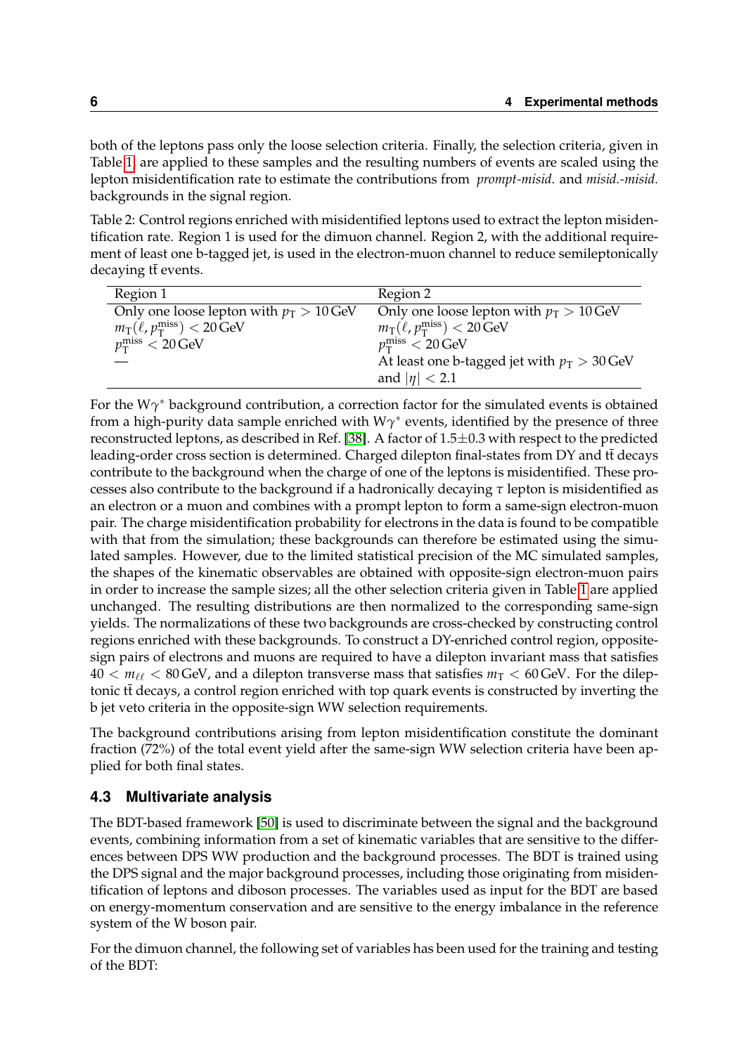both of the leptons pass only the loose selection criteria. Finally, the selection criteria, given in Table 1, are applied to these samples and the resulting numbers of events are scaled using the lepton misidentification rate to estimate the contributions from *prompt-misid.* and *misid.-misid.* backgrounds in the signal region.

Table 2: Control regions enriched with misidentified leptons used to extract the lepton misidentification rate. Region 1 is used for the dimuon channel. Region 2, with the additional requirement of least one b-tagged jet, is used in the electron-muon channel to reduce semileptonically decaying $t\bar{t}$ events.

| Region 1 | Region 2 |
|---|---|
| Only one loose lepton with $p_{T} > 10\,\text{GeV}$ | Only one loose lepton with $p_{T} > 10\,\text{GeV}$ |
| $m_{T}(\ell, p_{T}^{\text{miss}}) < 20\,\text{GeV}$ | $m_{T}(\ell, p_{T}^{\text{miss}}) < 20\,\text{GeV}$ |
| $p_{T}^{\text{miss}} < 20\,\text{GeV}$ | $p_{T}^{\text{miss}} < 20\,\text{GeV}$ |
| — | At least one b-tagged jet with $p_{T} > 30\,\text{GeV}$ and $\lvert\eta\rvert < 2.1$ |

For the $W\gamma^{*}$ background contribution, a correction factor for the simulated events is obtained from a high-purity data sample enriched with $W\gamma^{*}$ events, identified by the presence of three reconstructed leptons, as described in Ref. [38]. A factor of $1.5 \pm 0.3$ with respect to the predicted leading-order cross section is determined. Charged dilepton final-states from DY and $t\bar{t}$ decays contribute to the background when the charge of one of the leptons is misidentified. These processes also contribute to the background if a hadronically decaying $\tau$ lepton is misidentified as an electron or a muon and combines with a prompt lepton to form a same-sign electron-muon pair. The charge misidentification probability for electrons in the data is found to be compatible with that from the simulation; these backgrounds can therefore be estimated using the simulated samples. However, due to the limited statistical precision of the MC simulated samples, the shapes of the kinematic observables are obtained with opposite-sign electron-muon pairs in order to increase the sample sizes; all the other selection criteria given in Table 1 are applied unchanged. The resulting distributions are then normalized to the corresponding same-sign yields. The normalizations of these two backgrounds are cross-checked by constructing control regions enriched with these backgrounds. To construct a DY-enriched control region, opposite-sign pairs of electrons and muons are required to have a dilepton invariant mass that satisfies $40 < m_{\ell\ell} < 80\,\text{GeV}$, and a dilepton transverse mass that satisfies $m_{T} < 60\,\text{GeV}$. For the dileptonic $t\bar{t}$ decays, a control region enriched with top quark events is constructed by inverting the b jet veto criteria in the opposite-sign WW selection requirements.

The background contributions arising from lepton misidentification constitute the dominant fraction (72%) of the total event yield after the same-sign WW selection criteria have been applied for both final states.

### 4.3 Multivariate analysis

The BDT-based framework [50] is used to discriminate between the signal and the background events, combining information from a set of kinematic variables that are sensitive to the differences between DPS WW production and the background processes. The BDT is trained using the DPS signal and the major background processes, including those originating from misidentification of leptons and diboson processes. The variables used as input for the BDT are based on energy-momentum conservation and are sensitive to the energy imbalance in the reference system of the W boson pair.

For the dimuon channel, the following set of variables has been used for the training and testing of the BDT: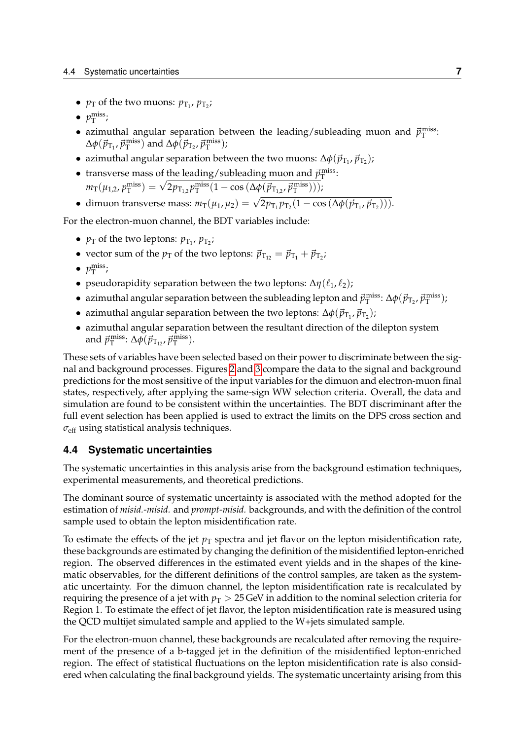- $p_{\mathrm{T}}$ of the two muons: $p_{\mathrm{T}_1}$, $p_{\mathrm{T}_2}$;
- $p_{\mathrm{T}}^{\mathrm{miss}}$;
- azimuthal angular separation between the leading/subleading muon and $\vec{p}_{\mathrm{T}}^{\mathrm{miss}}$: $\Delta\phi(\vec{p}_{\mathrm{T}_1}, \vec{p}_{\mathrm{T}}^{\mathrm{miss}})$ and $\Delta\phi(\vec{p}_{\mathrm{T}_2}, \vec{p}_{\mathrm{T}}^{\mathrm{miss}})$;
- azimuthal angular separation between the two muons: $\Delta\phi(\vec{p}_{\mathrm{T}_1}, \vec{p}_{\mathrm{T}_2})$;
- transverse mass of the leading/subleading muon and $\vec{p}_{\mathrm{T}}^{\mathrm{miss}}$: $m_{\mathrm{T}}(\mu_{1,2}, p_{\mathrm{T}}^{\mathrm{miss}}) = \sqrt{2 p_{\mathrm{T}_{1,2}} p_{\mathrm{T}}^{\mathrm{miss}} (1 - \cos{(\Delta\phi(\vec{p}_{\mathrm{T}_{1,2}}, \vec{p}_{\mathrm{T}}^{\mathrm{miss}}))})}$;
- dimuon transverse mass: $m_{\mathrm{T}}(\mu_1, \mu_2) = \sqrt{2 p_{\mathrm{T}_1} p_{\mathrm{T}_2} (1 - \cos{(\Delta\phi(\vec{p}_{\mathrm{T}_1}, \vec{p}_{\mathrm{T}_2}))})}$.

For the electron-muon channel, the BDT variables include:

- $p_{\mathrm{T}}$ of the two leptons: $p_{\mathrm{T}_1}$, $p_{\mathrm{T}_2}$;
- vector sum of the $p_{\mathrm{T}}$ of the two leptons: $\vec{p}_{\mathrm{T}_{12}} = \vec{p}_{\mathrm{T}_1} + \vec{p}_{\mathrm{T}_2}$;
- $p_{\mathrm{T}}^{\mathrm{miss}}$;
- pseudorapidity separation between the two leptons: $\Delta\eta(\ell_1, \ell_2)$;
- azimuthal angular separation between the subleading lepton and $\vec{p}_{\mathrm{T}}^{\mathrm{miss}}$: $\Delta\phi(\vec{p}_{\mathrm{T}_2}, \vec{p}_{\mathrm{T}}^{\mathrm{miss}})$;
- azimuthal angular separation between the two leptons: $\Delta\phi(\vec{p}_{\mathrm{T}_1}, \vec{p}_{\mathrm{T}_2})$;
- azimuthal angular separation between the resultant direction of the dilepton system and $\vec{p}_{\mathrm{T}}^{\mathrm{miss}}$: $\Delta\phi(\vec{p}_{\mathrm{T}_{12}}, \vec{p}_{\mathrm{T}}^{\mathrm{miss}})$.

These sets of variables have been selected based on their power to discriminate between the signal and background processes. Figures 2 and 3 compare the data to the signal and background predictions for the most sensitive of the input variables for the dimuon and electron-muon final states, respectively, after applying the same-sign WW selection criteria. Overall, the data and simulation are found to be consistent within the uncertainties. The BDT discriminant after the full event selection has been applied is used to extract the limits on the DPS cross section and $\sigma_{\mathrm{eff}}$ using statistical analysis techniques.

### 4.4 Systematic uncertainties

The systematic uncertainties in this analysis arise from the background estimation techniques, experimental measurements, and theoretical predictions.

The dominant source of systematic uncertainty is associated with the method adopted for the estimation of *misid.-misid.* and *prompt-misid.* backgrounds, and with the definition of the control sample used to obtain the lepton misidentification rate.

To estimate the effects of the jet $p_{\mathrm{T}}$ spectra and jet flavor on the lepton misidentification rate, these backgrounds are estimated by changing the definition of the misidentified lepton-enriched region. The observed differences in the estimated event yields and in the shapes of the kinematic observables, for the different definitions of the control samples, are taken as the systematic uncertainty. For the dimuon channel, the lepton misidentification rate is recalculated by requiring the presence of a jet with $p_{\mathrm{T}} > 25\,\mathrm{GeV}$ in addition to the nominal selection criteria for Region 1. To estimate the effect of jet flavor, the lepton misidentification rate is measured using the QCD multijet simulated sample and applied to the W+jets simulated sample.

For the electron-muon channel, these backgrounds are recalculated after removing the requirement of the presence of a b-tagged jet in the definition of the misidentified lepton-enriched region. The effect of statistical fluctuations on the lepton misidentification rate is also considered when calculating the final background yields. The systematic uncertainty arising from this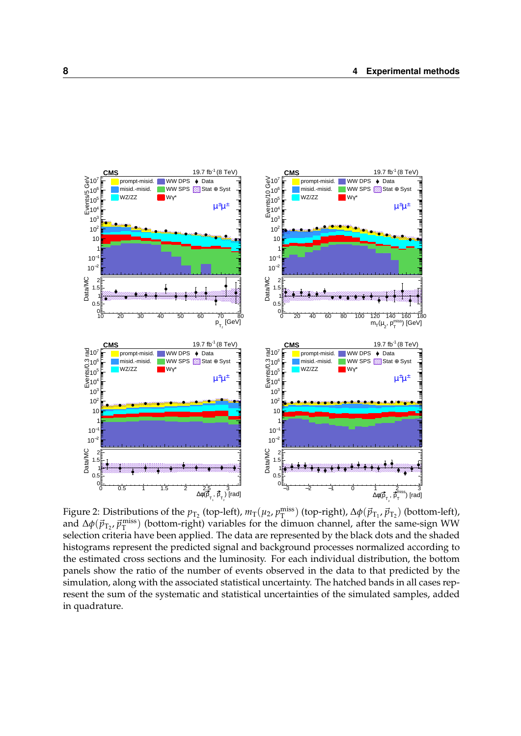Figure 2: Distributions of the $p_{T_2}$ (top-left), $m_T(\mu_2, p_T^{miss})$ (top-right), $\Delta\phi(\vec{p}_{T_1}, \vec{p}_{T_2})$ (bottom-left), and $\Delta\phi(\vec{p}_{T_2}, \vec{p}_T^{miss})$ (bottom-right) variables for the dimuon channel, after the same-sign WW selection criteria have been applied. The data are represented by the black dots and the shaded histograms represent the predicted signal and background processes normalized according to the estimated cross sections and the luminosity. For each individual distribution, the bottom panels show the ratio of the number of events observed in the data to that predicted by the simulation, along with the associated statistical uncertainty. The hatched bands in all cases represent the sum of the systematic and statistical uncertainties of the simulated samples, added in quadrature.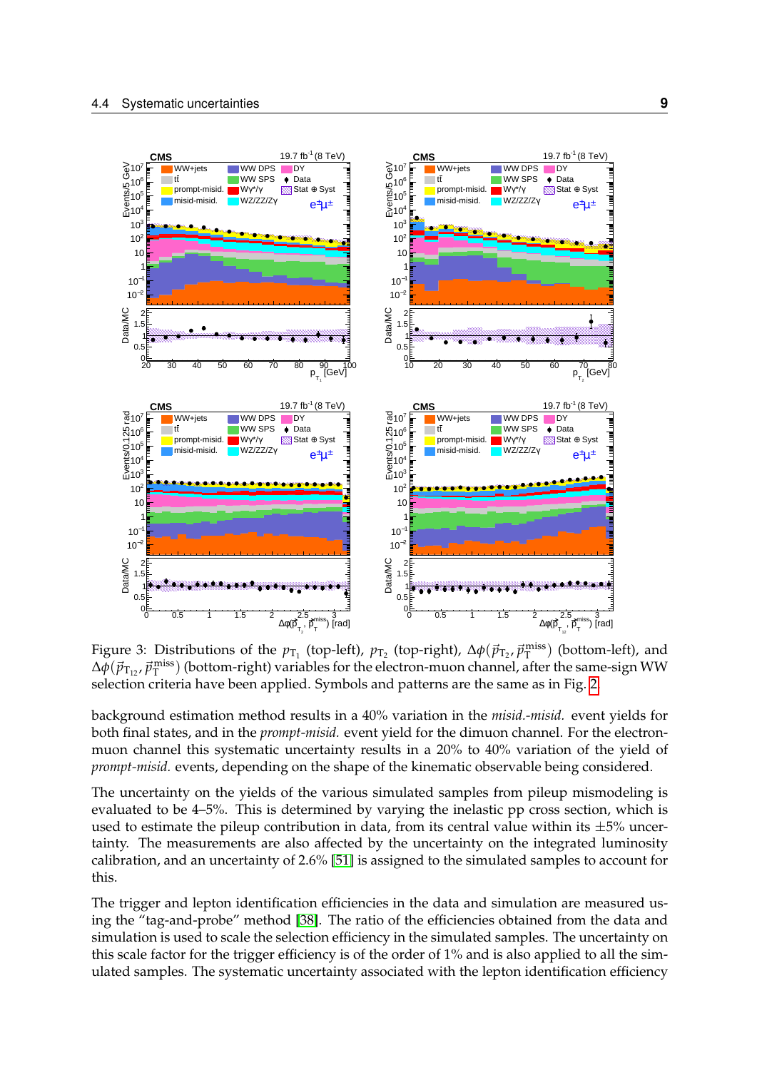Figure 3: Distributions of the $p_{\mathrm{T}_1}$ (top-left), $p_{\mathrm{T}_2}$ (top-right), $\Delta\phi(\vec{p}_{\mathrm{T}_2}, \vec{p}_{\mathrm{T}}^{\mathrm{miss}})$ (bottom-left), and $\Delta\phi(\vec{p}_{\mathrm{T}_{12}}, \vec{p}_{\mathrm{T}}^{\mathrm{miss}})$ (bottom-right) variables for the electron-muon channel, after the same-sign WW selection criteria have been applied. Symbols and patterns are the same as in Fig. 2.

background estimation method results in a 40% variation in the *misid.-misid.* event yields for both final states, and in the *prompt-misid.* event yield for the dimuon channel. For the electron-muon channel this systematic uncertainty results in a 20% to 40% variation of the yield of *prompt-misid.* events, depending on the shape of the kinematic observable being considered.

The uncertainty on the yields of the various simulated samples from pileup mismodeling is evaluated to be 4–5%. This is determined by varying the inelastic pp cross section, which is used to estimate the pileup contribution in data, from its central value within its $\pm5\%$ uncertainty. The measurements are also affected by the uncertainty on the integrated luminosity calibration, and an uncertainty of 2.6% [51] is assigned to the simulated samples to account for this.

The trigger and lepton identification efficiencies in the data and simulation are measured using the "tag-and-probe" method [38]. The ratio of the efficiencies obtained from the data and simulation is used to scale the selection efficiency in the simulated samples. The uncertainty on this scale factor for the trigger efficiency is of the order of 1% and is also applied to all the simulated samples. The systematic uncertainty associated with the lepton identification efficiency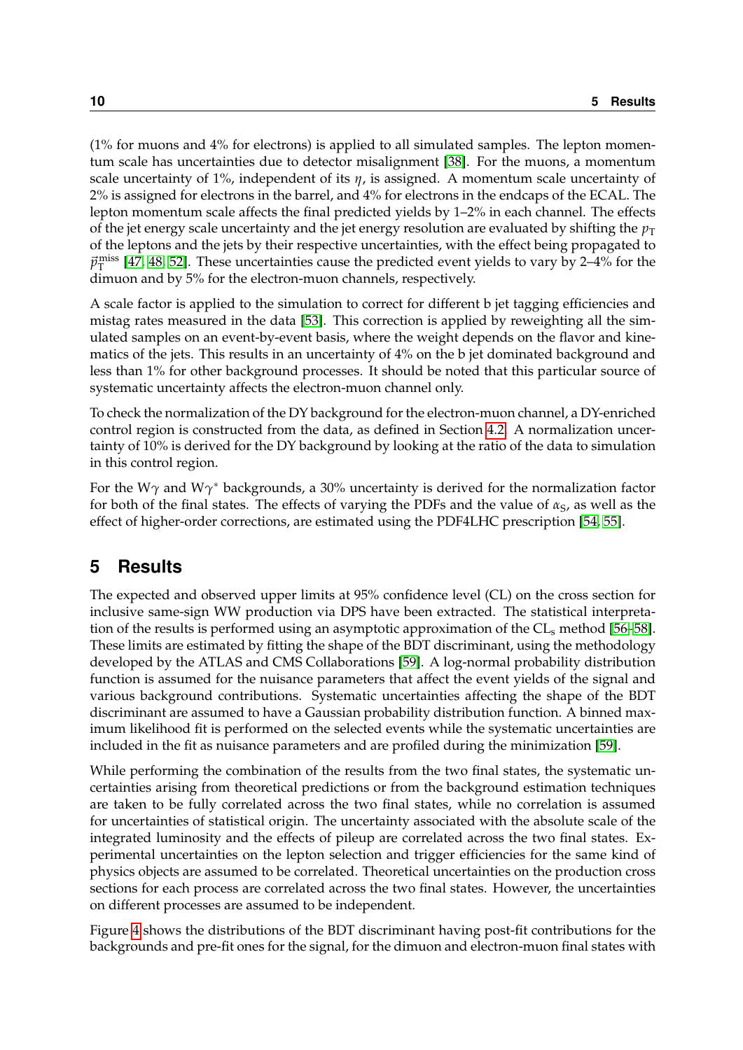(1% for muons and 4% for electrons) is applied to all simulated samples. The lepton momentum scale has uncertainties due to detector misalignment [38]. For the muons, a momentum scale uncertainty of 1%, independent of its $\eta$, is assigned. A momentum scale uncertainty of 2% is assigned for electrons in the barrel, and 4% for electrons in the endcaps of the ECAL. The lepton momentum scale affects the final predicted yields by 1–2% in each channel. The effects of the jet energy scale uncertainty and the jet energy resolution are evaluated by shifting the $p_{\mathrm{T}}$ of the leptons and the jets by their respective uncertainties, with the effect being propagated to $\vec{p}_{\mathrm{T}}^{\mathrm{miss}}$ [47, 48, 52]. These uncertainties cause the predicted event yields to vary by 2–4% for the dimuon and by 5% for the electron-muon channels, respectively.

A scale factor is applied to the simulation to correct for different b jet tagging efficiencies and mistag rates measured in the data [53]. This correction is applied by reweighting all the simulated samples on an event-by-event basis, where the weight depends on the flavor and kinematics of the jets. This results in an uncertainty of 4% on the b jet dominated background and less than 1% for other background processes. It should be noted that this particular source of systematic uncertainty affects the electron-muon channel only.

To check the normalization of the DY background for the electron-muon channel, a DY-enriched control region is constructed from the data, as defined in Section 4.2. A normalization uncertainty of 10% is derived for the DY background by looking at the ratio of the data to simulation in this control region.

For the W$\gamma$ and W$\gamma^*$ backgrounds, a 30% uncertainty is derived for the normalization factor for both of the final states. The effects of varying the PDFs and the value of $\alpha_{\mathrm{S}}$, as well as the effect of higher-order corrections, are estimated using the PDF4LHC prescription [54, 55].

# 5 Results

The expected and observed upper limits at 95% confidence level (CL) on the cross section for inclusive same-sign WW production via DPS have been extracted. The statistical interpretation of the results is performed using an asymptotic approximation of the CL$_{\mathrm{s}}$ method [56–58]. These limits are estimated by fitting the shape of the BDT discriminant, using the methodology developed by the ATLAS and CMS Collaborations [59]. A log-normal probability distribution function is assumed for the nuisance parameters that affect the event yields of the signal and various background contributions. Systematic uncertainties affecting the shape of the BDT discriminant are assumed to have a Gaussian probability distribution function. A binned maximum likelihood fit is performed on the selected events while the systematic uncertainties are included in the fit as nuisance parameters and are profiled during the minimization [59].

While performing the combination of the results from the two final states, the systematic uncertainties arising from theoretical predictions or from the background estimation techniques are taken to be fully correlated across the two final states, while no correlation is assumed for uncertainties of statistical origin. The uncertainty associated with the absolute scale of the integrated luminosity and the effects of pileup are correlated across the two final states. Experimental uncertainties on the lepton selection and trigger efficiencies for the same kind of physics objects are assumed to be correlated. Theoretical uncertainties on the production cross sections for each process are correlated across the two final states. However, the uncertainties on different processes are assumed to be independent.

Figure 4 shows the distributions of the BDT discriminant having post-fit contributions for the backgrounds and pre-fit ones for the signal, for the dimuon and electron-muon final states with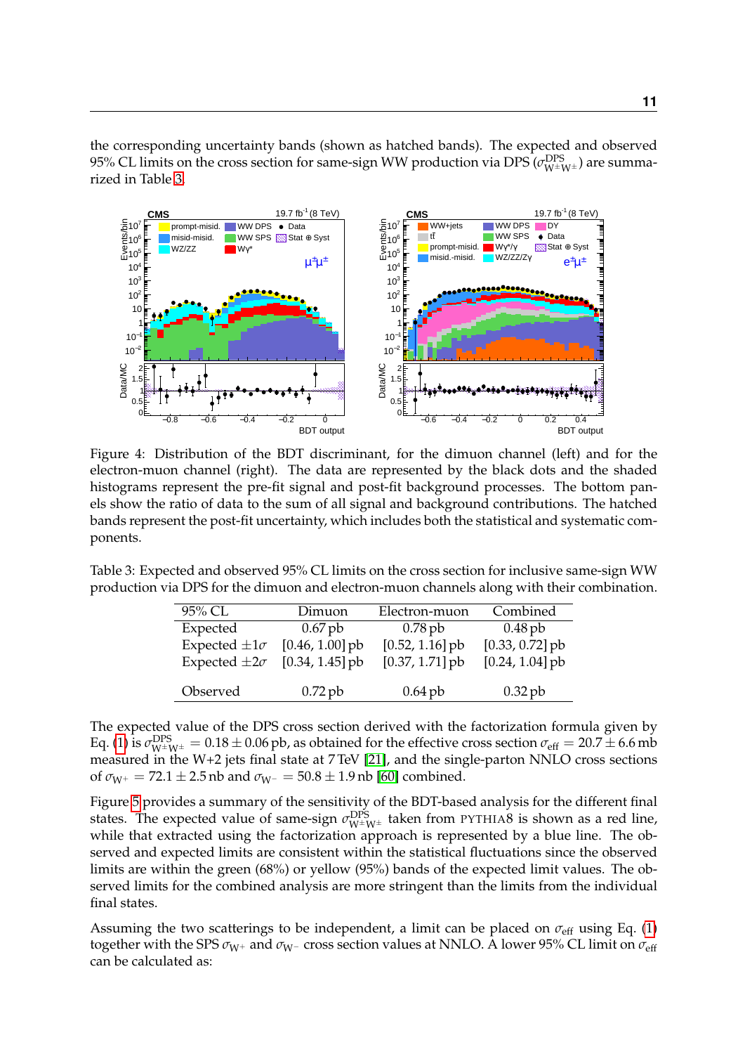the corresponding uncertainty bands (shown as hatched bands). The expected and observed 95% CL limits on the cross section for same-sign WW production via DPS ($\sigma^{\text{DPS}}_{\text{W}^\pm\text{W}^\pm}$) are summarized in Table 3.

Figure 4: Distribution of the BDT discriminant, for the dimuon channel (left) and for the electron-muon channel (right). The data are represented by the black dots and the shaded histograms represent the pre-fit signal and post-fit background processes. The bottom panels show the ratio of data to the sum of all signal and background contributions. The hatched bands represent the post-fit uncertainty, which includes both the statistical and systematic components.

Table 3: Expected and observed 95% CL limits on the cross section for inclusive same-sign WW production via DPS for the dimuon and electron-muon channels along with their combination.

| 95% CL | Dimuon | Electron-muon | Combined |
|---|---|---|---|
| Expected | 0.67 pb | 0.78 pb | 0.48 pb |
| Expected $\pm 1\sigma$ | [0.46, 1.00] pb | [0.52, 1.16] pb | [0.33, 0.72] pb |
| Expected $\pm 2\sigma$ | [0.34, 1.45] pb | [0.37, 1.71] pb | [0.24, 1.04] pb |
| Observed | 0.72 pb | 0.64 pb | 0.32 pb |

The expected value of the DPS cross section derived with the factorization formula given by Eq. (1) is $\sigma^{\text{DPS}}_{\text{W}^\pm\text{W}^\pm} = 0.18 \pm 0.06\,\text{pb}$, as obtained for the effective cross section $\sigma_{\text{eff}} = 20.7 \pm 6.6\,\text{mb}$ measured in the W+2 jets final state at 7 TeV [21], and the single-parton NNLO cross sections of $\sigma_{\text{W}^+} = 72.1 \pm 2.5\,\text{nb}$ and $\sigma_{\text{W}^-} = 50.8 \pm 1.9\,\text{nb}$ [60] combined.

Figure 5 provides a summary of the sensitivity of the BDT-based analysis for the different final states. The expected value of same-sign $\sigma^{\text{DPS}}_{\text{W}^\pm\text{W}^\pm}$ taken from PYTHIA8 is shown as a red line, while that extracted using the factorization approach is represented by a blue line. The observed and expected limits are consistent within the statistical fluctuations since the observed limits are within the green (68%) or yellow (95%) bands of the expected limit values. The observed limits for the combined analysis are more stringent than the limits from the individual final states.

Assuming the two scatterings to be independent, a limit can be placed on $\sigma_{\text{eff}}$ using Eq. (1) together with the SPS $\sigma_{\text{W}^+}$ and $\sigma_{\text{W}^-}$ cross section values at NNLO. A lower 95% CL limit on $\sigma_{\text{eff}}$ can be calculated as: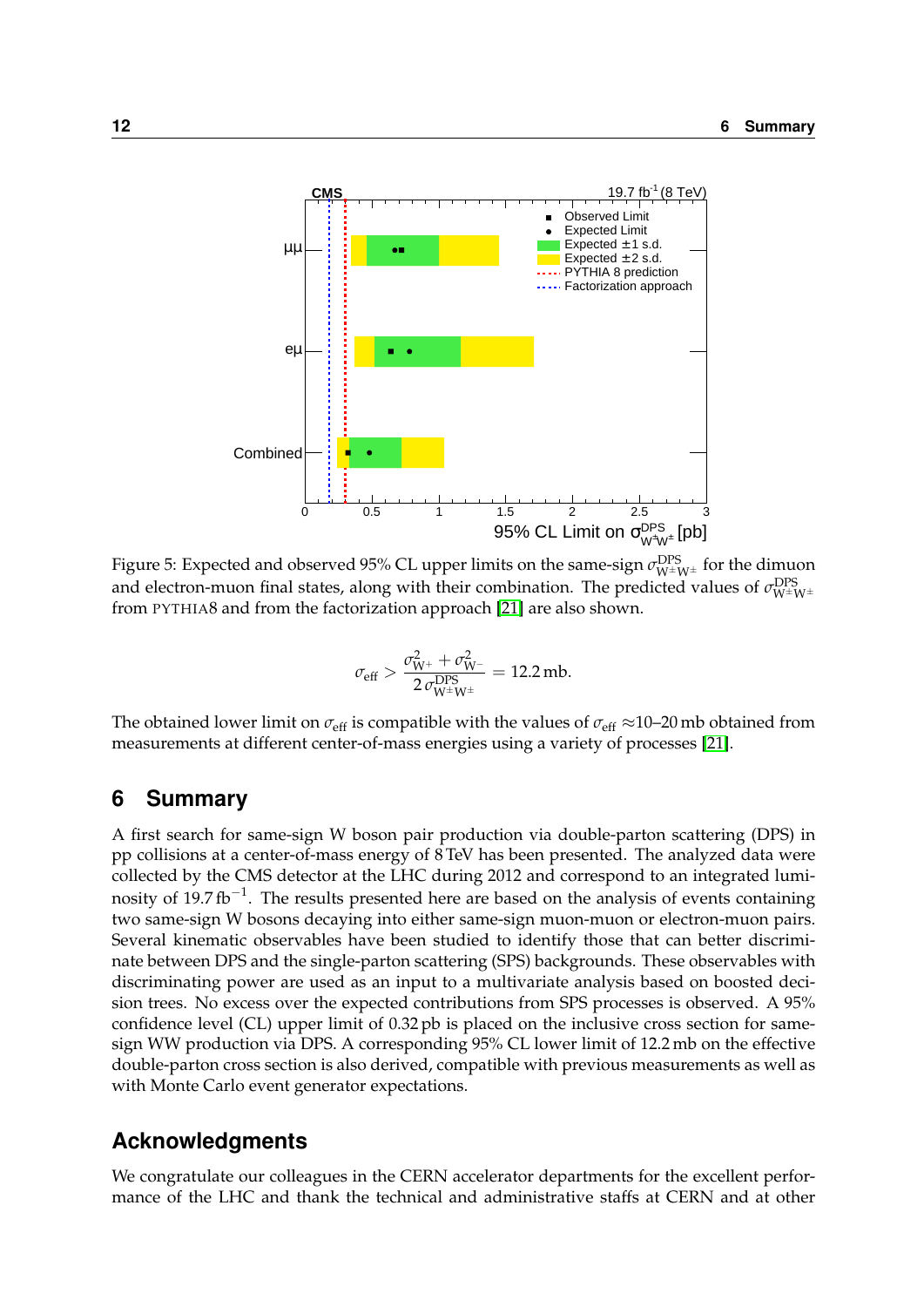Figure 5: Expected and observed 95% CL upper limits on the same-sign $\sigma^{\text{DPS}}_{\text{W}^\pm\text{W}^\pm}$ for the dimuon and electron-muon final states, along with their combination. The predicted values of $\sigma^{\text{DPS}}_{\text{W}^\pm\text{W}^\pm}$ from PYTHIA8 and from the factorization approach [21] are also shown.

$$\sigma_{\text{eff}} > \frac{\sigma^2_{\text{W}^+} + \sigma^2_{\text{W}^-}}{2\,\sigma^{\text{DPS}}_{\text{W}^\pm\text{W}^\pm}} = 12.2\,\text{mb}.$$

The obtained lower limit on $\sigma_{\text{eff}}$ is compatible with the values of $\sigma_{\text{eff}} \approx$10–20 mb obtained from measurements at different center-of-mass energies using a variety of processes [21].

## 6 Summary

A first search for same-sign W boson pair production via double-parton scattering (DPS) in pp collisions at a center-of-mass energy of 8 TeV has been presented. The analyzed data were collected by the CMS detector at the LHC during 2012 and correspond to an integrated luminosity of 19.7 $\text{fb}^{-1}$. The results presented here are based on the analysis of events containing two same-sign W bosons decaying into either same-sign muon-muon or electron-muon pairs. Several kinematic observables have been studied to identify those that can better discriminate between DPS and the single-parton scattering (SPS) backgrounds. These observables with discriminating power are used as an input to a multivariate analysis based on boosted decision trees. No excess over the expected contributions from SPS processes is observed. A 95% confidence level (CL) upper limit of 0.32 pb is placed on the inclusive cross section for same-sign WW production via DPS. A corresponding 95% CL lower limit of 12.2 mb on the effective double-parton cross section is also derived, compatible with previous measurements as well as with Monte Carlo event generator expectations.

## Acknowledgments

We congratulate our colleagues in the CERN accelerator departments for the excellent performance of the LHC and thank the technical and administrative staffs at CERN and at other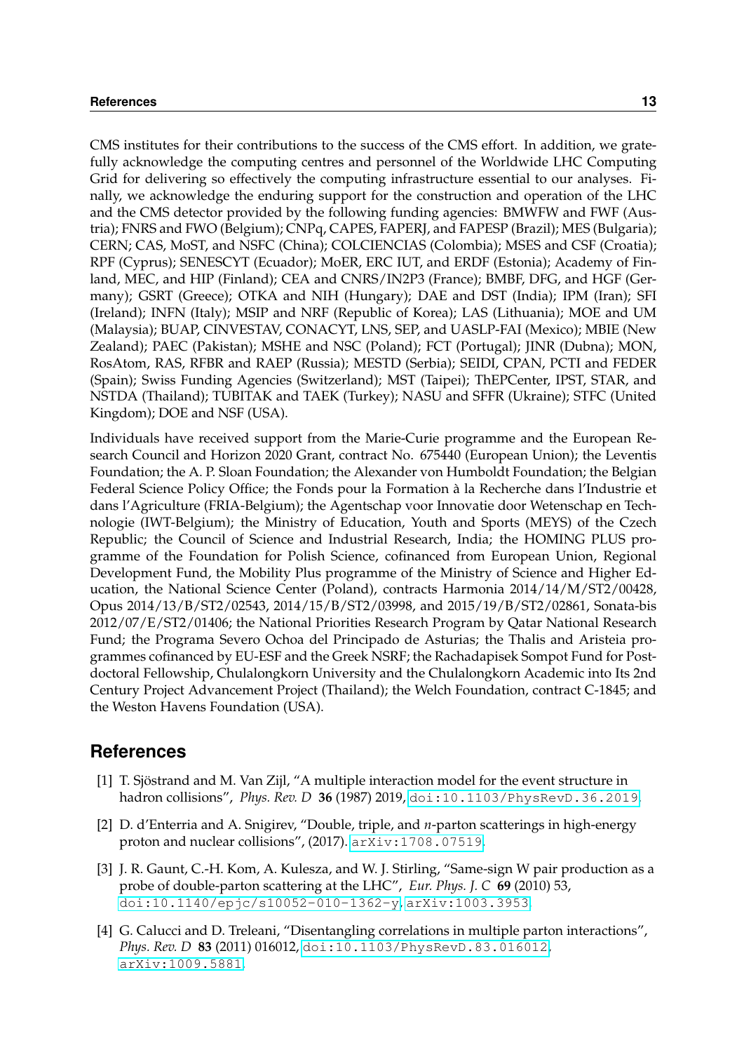CMS institutes for their contributions to the success of the CMS effort. In addition, we gratefully acknowledge the computing centres and personnel of the Worldwide LHC Computing Grid for delivering so effectively the computing infrastructure essential to our analyses. Finally, we acknowledge the enduring support for the construction and operation of the LHC and the CMS detector provided by the following funding agencies: BMWFW and FWF (Austria); FNRS and FWO (Belgium); CNPq, CAPES, FAPERJ, and FAPESP (Brazil); MES (Bulgaria); CERN; CAS, MoST, and NSFC (China); COLCIENCIAS (Colombia); MSES and CSF (Croatia); RPF (Cyprus); SENESCYT (Ecuador); MoER, ERC IUT, and ERDF (Estonia); Academy of Finland, MEC, and HIP (Finland); CEA and CNRS/IN2P3 (France); BMBF, DFG, and HGF (Germany); GSRT (Greece); OTKA and NIH (Hungary); DAE and DST (India); IPM (Iran); SFI (Ireland); INFN (Italy); MSIP and NRF (Republic of Korea); LAS (Lithuania); MOE and UM (Malaysia); BUAP, CINVESTAV, CONACYT, LNS, SEP, and UASLP-FAI (Mexico); MBIE (New Zealand); PAEC (Pakistan); MSHE and NSC (Poland); FCT (Portugal); JINR (Dubna); MON, RosAtom, RAS, RFBR and RAEP (Russia); MESTD (Serbia); SEIDI, CPAN, PCTI and FEDER (Spain); Swiss Funding Agencies (Switzerland); MST (Taipei); ThEPCenter, IPST, STAR, and NSTDA (Thailand); TUBITAK and TAEK (Turkey); NASU and SFFR (Ukraine); STFC (United Kingdom); DOE and NSF (USA).

Individuals have received support from the Marie-Curie programme and the European Research Council and Horizon 2020 Grant, contract No. 675440 (European Union); the Leventis Foundation; the A. P. Sloan Foundation; the Alexander von Humboldt Foundation; the Belgian Federal Science Policy Office; the Fonds pour la Formation à la Recherche dans l'Industrie et dans l'Agriculture (FRIA-Belgium); the Agentschap voor Innovatie door Wetenschap en Technologie (IWT-Belgium); the Ministry of Education, Youth and Sports (MEYS) of the Czech Republic; the Council of Science and Industrial Research, India; the HOMING PLUS programme of the Foundation for Polish Science, cofinanced from European Union, Regional Development Fund, the Mobility Plus programme of the Ministry of Science and Higher Education, the National Science Center (Poland), contracts Harmonia 2014/14/M/ST2/00428, Opus 2014/13/B/ST2/02543, 2014/15/B/ST2/03998, and 2015/19/B/ST2/02861, Sonata-bis 2012/07/E/ST2/01406; the National Priorities Research Program by Qatar National Research Fund; the Programa Severo Ochoa del Principado de Asturias; the Thalis and Aristeia programmes cofinanced by EU-ESF and the Greek NSRF; the Rachadapisek Sompot Fund for Postdoctoral Fellowship, Chulalongkorn University and the Chulalongkorn Academic into Its 2nd Century Project Advancement Project (Thailand); the Welch Foundation, contract C-1845; and the Weston Havens Foundation (USA).

## References

[1] T. Sjöstrand and M. Van Zijl, "A multiple interaction model for the event structure in hadron collisions", *Phys. Rev. D* **36** (1987) 2019, doi:10.1103/PhysRevD.36.2019.

[2] D. d'Enterria and A. Snigirev, "Double, triple, and $n$-parton scatterings in high-energy proton and nuclear collisions", (2017). arXiv:1708.07519.

[3] J. R. Gaunt, C.-H. Kom, A. Kulesza, and W. J. Stirling, "Same-sign W pair production as a probe of double-parton scattering at the LHC", *Eur. Phys. J. C* **69** (2010) 53, doi:10.1140/epjc/s10052-010-1362-y, arXiv:1003.3953.

[4] G. Calucci and D. Treleani, "Disentangling correlations in multiple parton interactions", *Phys. Rev. D* **83** (2011) 016012, doi:10.1103/PhysRevD.83.016012, arXiv:1009.5881.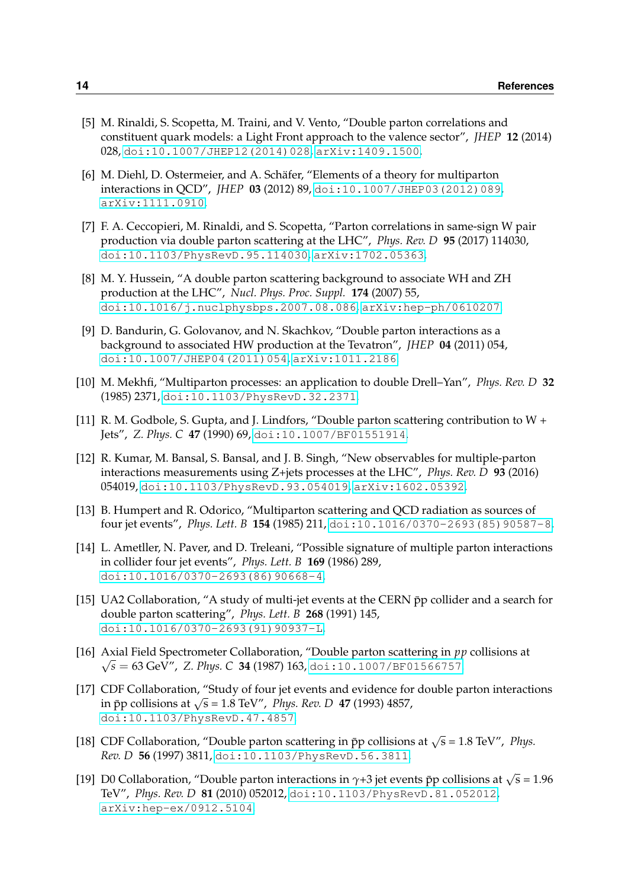[5] M. Rinaldi, S. Scopetta, M. Traini, and V. Vento, "Double parton correlations and constituent quark models: a Light Front approach to the valence sector", *JHEP* **12** (2014) 028, doi:10.1007/JHEP12(2014)028, arXiv:1409.1500.

[6] M. Diehl, D. Ostermeier, and A. Schäfer, "Elements of a theory for multiparton interactions in QCD", *JHEP* **03** (2012) 89, doi:10.1007/JHEP03(2012)089, arXiv:1111.0910.

[7] F. A. Ceccopieri, M. Rinaldi, and S. Scopetta, "Parton correlations in same-sign W pair production via double parton scattering at the LHC", *Phys. Rev. D* **95** (2017) 114030, doi:10.1103/PhysRevD.95.114030, arXiv:1702.05363.

[8] M. Y. Hussein, "A double parton scattering background to associate WH and ZH production at the LHC", *Nucl. Phys. Proc. Suppl.* **174** (2007) 55, doi:10.1016/j.nuclphysbps.2007.08.086, arXiv:hep-ph/0610207.

[9] D. Bandurin, G. Golovanov, and N. Skachkov, "Double parton interactions as a background to associated HW production at the Tevatron", *JHEP* **04** (2011) 054, doi:10.1007/JHEP04(2011)054, arXiv:1011.2186.

[10] M. Mekhfi, "Multiparton processes: an application to double Drell–Yan", *Phys. Rev. D* **32** (1985) 2371, doi:10.1103/PhysRevD.32.2371.

[11] R. M. Godbole, S. Gupta, and J. Lindfors, "Double parton scattering contribution to W + Jets", *Z. Phys. C* **47** (1990) 69, doi:10.1007/BF01551914.

[12] R. Kumar, M. Bansal, S. Bansal, and J. B. Singh, "New observables for multiple-parton interactions measurements using Z+jets processes at the LHC", *Phys. Rev. D* **93** (2016) 054019, doi:10.1103/PhysRevD.93.054019, arXiv:1602.05392.

[13] B. Humpert and R. Odorico, "Multiparton scattering and QCD radiation as sources of four jet events", *Phys. Lett. B* **154** (1985) 211, doi:10.1016/0370-2693(85)90587-8.

[14] L. Ametller, N. Paver, and D. Treleani, "Possible signature of multiple parton interactions in collider four jet events", *Phys. Lett. B* **169** (1986) 289, doi:10.1016/0370-2693(86)90668-4.

[15] UA2 Collaboration, "A study of multi-jet events at the CERN $\bar{\mathrm{p}}\mathrm{p}$ collider and a search for double parton scattering", *Phys. Lett. B* **268** (1991) 145, doi:10.1016/0370-2693(91)90937-L.

[16] Axial Field Spectrometer Collaboration, "Double parton scattering in $pp$ collisions at $\sqrt{s} = 63$ GeV", *Z. Phys. C* **34** (1987) 163, doi:10.1007/BF01566757.

[17] CDF Collaboration, "Study of four jet events and evidence for double parton interactions in $\bar{\mathrm{p}}\mathrm{p}$ collisions at $\sqrt{s} = 1.8$ TeV", *Phys. Rev. D* **47** (1993) 4857, doi:10.1103/PhysRevD.47.4857.

[18] CDF Collaboration, "Double parton scattering in $\bar{\mathrm{p}}\mathrm{p}$ collisions at $\sqrt{s} = 1.8$ TeV", *Phys. Rev. D* **56** (1997) 3811, doi:10.1103/PhysRevD.56.3811.

[19] D0 Collaboration, "Double parton interactions in $\gamma$+3 jet events $\bar{\mathrm{p}}\mathrm{p}$ collisions at $\sqrt{s} = 1.96$ TeV", *Phys. Rev. D* **81** (2010) 052012, doi:10.1103/PhysRevD.81.052012, arXiv:hep-ex/0912.5104.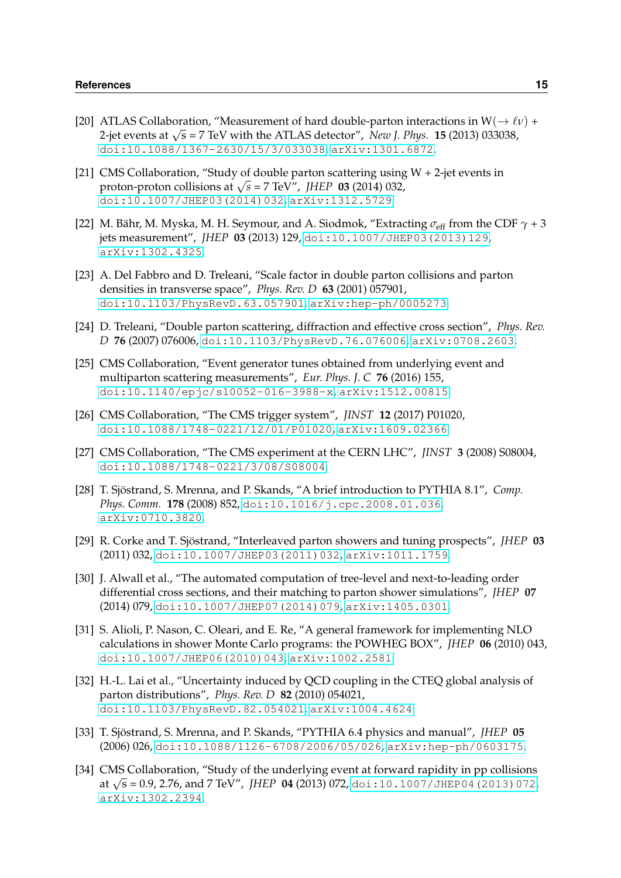[20] ATLAS Collaboration, "Measurement of hard double-parton interactions in $W(\to \ell\nu)$ + 2-jet events at $\sqrt{s} = 7$ TeV with the ATLAS detector", *New J. Phys.* **15** (2013) 033038, doi:10.1088/1367-2630/15/3/033038, arXiv:1301.6872.

[21] CMS Collaboration, "Study of double parton scattering using W + 2-jet events in proton-proton collisions at $\sqrt{s} = 7$ TeV", *JHEP* **03** (2014) 032, doi:10.1007/JHEP03(2014)032, arXiv:1312.5729.

[22] M. Bähr, M. Myska, M. H. Seymour, and A. Siodmok, "Extracting $\sigma_{\text{eff}}$ from the CDF $\gamma + 3$ jets measurement", *JHEP* **03** (2013) 129, doi:10.1007/JHEP03(2013)129, arXiv:1302.4325.

[23] A. Del Fabbro and D. Treleani, "Scale factor in double parton collisions and parton densities in transverse space", *Phys. Rev. D* **63** (2001) 057901, doi:10.1103/PhysRevD.63.057901, arXiv:hep-ph/0005273.

[24] D. Treleani, "Double parton scattering, diffraction and effective cross section", *Phys. Rev. D* **76** (2007) 076006, doi:10.1103/PhysRevD.76.076006, arXiv:0708.2603.

[25] CMS Collaboration, "Event generator tunes obtained from underlying event and multiparton scattering measurements", *Eur. Phys. J. C* **76** (2016) 155, doi:10.1140/epjc/s10052-016-3988-x, arXiv:1512.00815.

[26] CMS Collaboration, "The CMS trigger system", *JINST* **12** (2017) P01020, doi:10.1088/1748-0221/12/01/P01020, arXiv:1609.02366.

[27] CMS Collaboration, "The CMS experiment at the CERN LHC", *JINST* **3** (2008) S08004, doi:10.1088/1748-0221/3/08/S08004.

[28] T. Sjöstrand, S. Mrenna, and P. Skands, "A brief introduction to PYTHIA 8.1", *Comp. Phys. Comm.* **178** (2008) 852, doi:10.1016/j.cpc.2008.01.036, arXiv:0710.3820.

[29] R. Corke and T. Sjöstrand, "Interleaved parton showers and tuning prospects", *JHEP* **03** (2011) 032, doi:10.1007/JHEP03(2011)032, arXiv:1011.1759.

[30] J. Alwall et al., "The automated computation of tree-level and next-to-leading order differential cross sections, and their matching to parton shower simulations", *JHEP* **07** (2014) 079, doi:10.1007/JHEP07(2014)079, arXiv:1405.0301.

[31] S. Alioli, P. Nason, C. Oleari, and E. Re, "A general framework for implementing NLO calculations in shower Monte Carlo programs: the POWHEG BOX", *JHEP* **06** (2010) 043, doi:10.1007/JHEP06(2010)043, arXiv:1002.2581.

[32] H.-L. Lai et al., "Uncertainty induced by QCD coupling in the CTEQ global analysis of parton distributions", *Phys. Rev. D* **82** (2010) 054021, doi:10.1103/PhysRevD.82.054021, arXiv:1004.4624.

[33] T. Sjöstrand, S. Mrenna, and P. Skands, "PYTHIA 6.4 physics and manual", *JHEP* **05** (2006) 026, doi:10.1088/1126-6708/2006/05/026, arXiv:hep-ph/0603175.

[34] CMS Collaboration, "Study of the underlying event at forward rapidity in pp collisions at $\sqrt{s} = 0.9$, 2.76, and 7 TeV", *JHEP* **04** (2013) 072, doi:10.1007/JHEP04(2013)072, arXiv:1302.2394.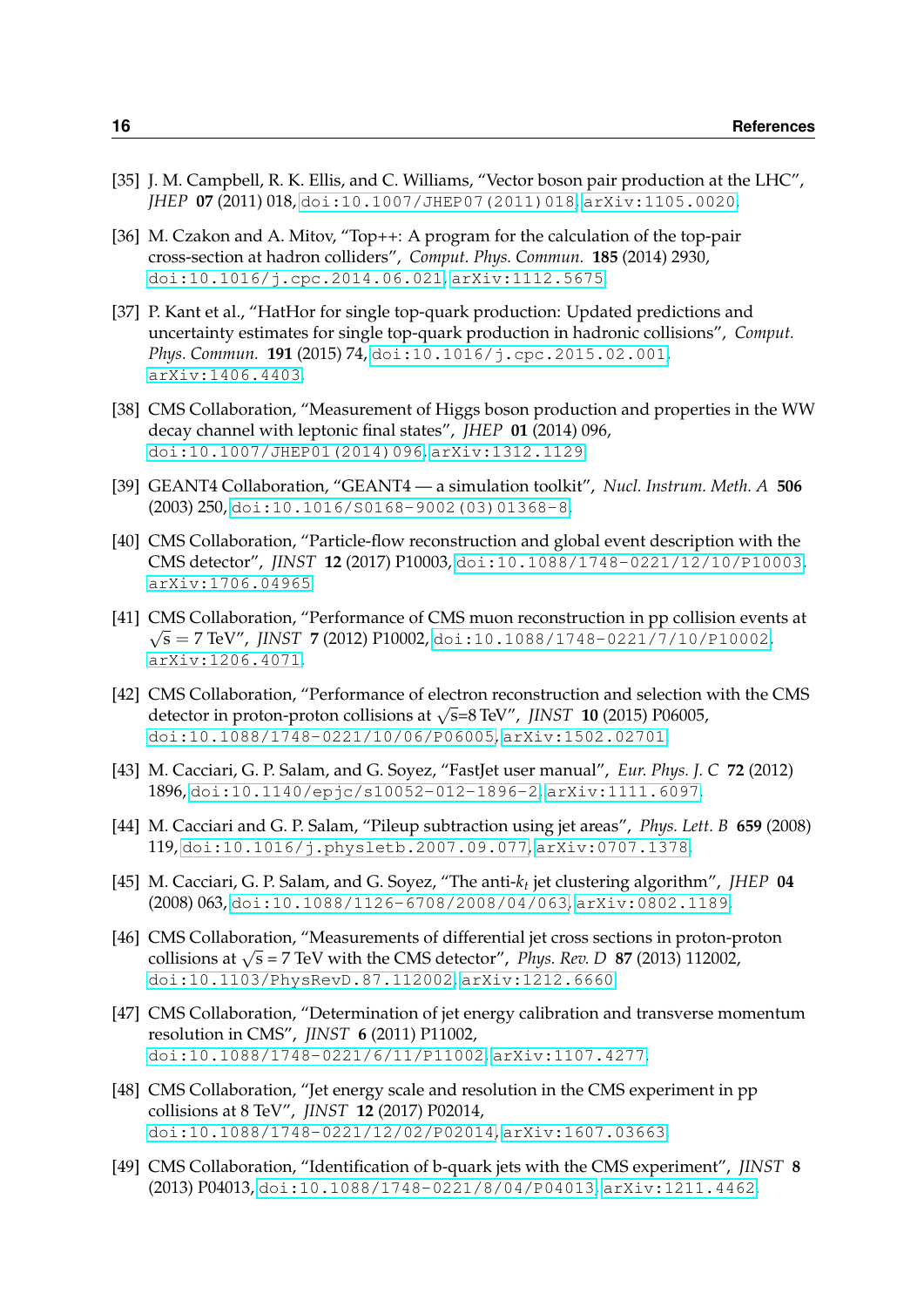[35] J. M. Campbell, R. K. Ellis, and C. Williams, "Vector boson pair production at the LHC", *JHEP* **07** (2011) 018, doi:10.1007/JHEP07(2011)018, arXiv:1105.0020.

[36] M. Czakon and A. Mitov, "Top++: A program for the calculation of the top-pair cross-section at hadron colliders", *Comput. Phys. Commun.* **185** (2014) 2930, doi:10.1016/j.cpc.2014.06.021, arXiv:1112.5675.

[37] P. Kant et al., "HatHor for single top-quark production: Updated predictions and uncertainty estimates for single top-quark production in hadronic collisions", *Comput. Phys. Commun.* **191** (2015) 74, doi:10.1016/j.cpc.2015.02.001, arXiv:1406.4403.

[38] CMS Collaboration, "Measurement of Higgs boson production and properties in the WW decay channel with leptonic final states", *JHEP* **01** (2014) 096, doi:10.1007/JHEP01(2014)096, arXiv:1312.1129.

[39] GEANT4 Collaboration, "GEANT4 — a simulation toolkit", *Nucl. Instrum. Meth. A* **506** (2003) 250, doi:10.1016/S0168-9002(03)01368-8.

[40] CMS Collaboration, "Particle-flow reconstruction and global event description with the CMS detector", *JINST* **12** (2017) P10003, doi:10.1088/1748-0221/12/10/P10003, arXiv:1706.04965.

[41] CMS Collaboration, "Performance of CMS muon reconstruction in pp collision events at $\sqrt{s} = 7$ TeV", *JINST* **7** (2012) P10002, doi:10.1088/1748-0221/7/10/P10002, arXiv:1206.4071.

[42] CMS Collaboration, "Performance of electron reconstruction and selection with the CMS detector in proton-proton collisions at $\sqrt{s}$=8 TeV", *JINST* **10** (2015) P06005, doi:10.1088/1748-0221/10/06/P06005, arXiv:1502.02701.

[43] M. Cacciari, G. P. Salam, and G. Soyez, "FastJet user manual", *Eur. Phys. J. C* **72** (2012) 1896, doi:10.1140/epjc/s10052-012-1896-2, arXiv:1111.6097.

[44] M. Cacciari and G. P. Salam, "Pileup subtraction using jet areas", *Phys. Lett. B* **659** (2008) 119, doi:10.1016/j.physletb.2007.09.077, arXiv:0707.1378.

[45] M. Cacciari, G. P. Salam, and G. Soyez, "The anti-$k_t$ jet clustering algorithm", *JHEP* **04** (2008) 063, doi:10.1088/1126-6708/2008/04/063, arXiv:0802.1189.

[46] CMS Collaboration, "Measurements of differential jet cross sections in proton-proton collisions at $\sqrt{s} = 7$ TeV with the CMS detector", *Phys. Rev. D* **87** (2013) 112002, doi:10.1103/PhysRevD.87.112002, arXiv:1212.6660.

[47] CMS Collaboration, "Determination of jet energy calibration and transverse momentum resolution in CMS", *JINST* **6** (2011) P11002, doi:10.1088/1748-0221/6/11/P11002, arXiv:1107.4277.

[48] CMS Collaboration, "Jet energy scale and resolution in the CMS experiment in pp collisions at 8 TeV", *JINST* **12** (2017) P02014, doi:10.1088/1748-0221/12/02/P02014, arXiv:1607.03663.

[49] CMS Collaboration, "Identification of b-quark jets with the CMS experiment", *JINST* **8** (2013) P04013, doi:10.1088/1748-0221/8/04/P04013, arXiv:1211.4462.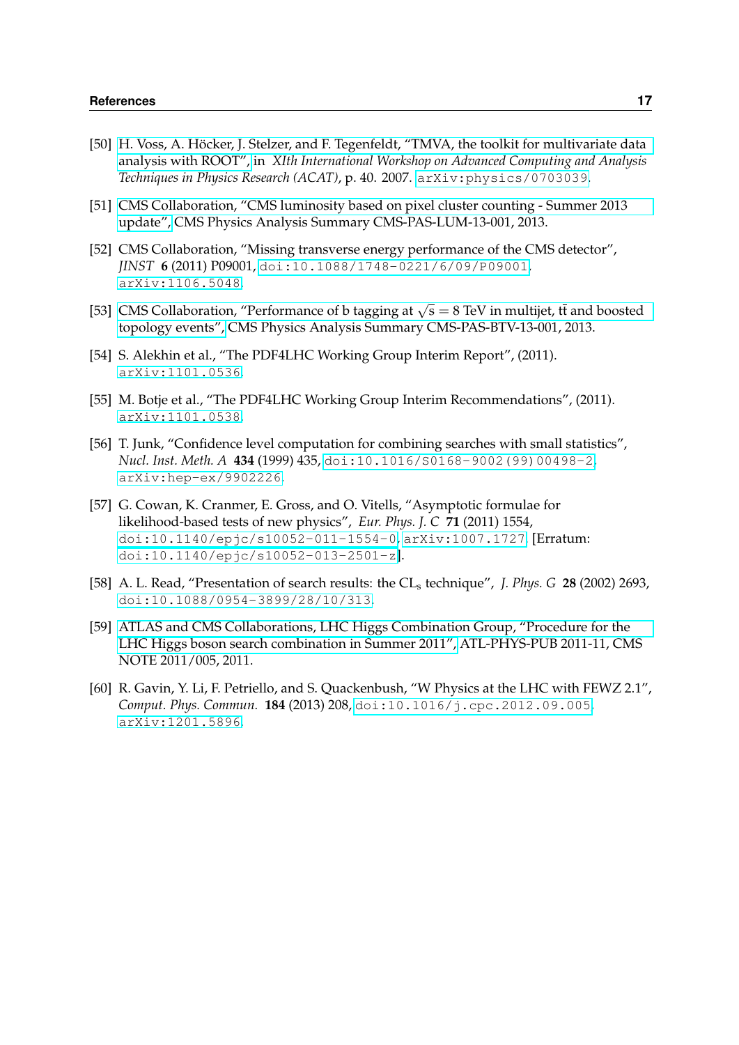[50] H. Voss, A. Höcker, J. Stelzer, and F. Tegenfeldt, “TMVA, the toolkit for multivariate data analysis with ROOT”, in *XIth International Workshop on Advanced Computing and Analysis Techniques in Physics Research (ACAT)*, p. 40. 2007. arXiv:physics/0703039.

[51] CMS Collaboration, “CMS luminosity based on pixel cluster counting - Summer 2013 update”, CMS Physics Analysis Summary CMS-PAS-LUM-13-001, 2013.

[52] CMS Collaboration, “Missing transverse energy performance of the CMS detector”, *JINST* **6** (2011) P09001, doi:10.1088/1748-0221/6/09/P09001, arXiv:1106.5048.

[53] CMS Collaboration, “Performance of b tagging at $\sqrt{s} = 8$ TeV in multijet, $t\bar{t}$ and boosted topology events”, CMS Physics Analysis Summary CMS-PAS-BTV-13-001, 2013.

[54] S. Alekhin et al., “The PDF4LHC Working Group Interim Report”, (2011). arXiv:1101.0536.

[55] M. Botje et al., “The PDF4LHC Working Group Interim Recommendations”, (2011). arXiv:1101.0538.

[56] T. Junk, “Confidence level computation for combining searches with small statistics”, *Nucl. Inst. Meth. A* **434** (1999) 435, doi:10.1016/S0168-9002(99)00498-2, arXiv:hep-ex/9902226.

[57] G. Cowan, K. Cranmer, E. Gross, and O. Vitells, “Asymptotic formulae for likelihood-based tests of new physics”, *Eur. Phys. J. C* **71** (2011) 1554, doi:10.1140/epjc/s10052-011-1554-0, arXiv:1007.1727. [Erratum: doi:10.1140/epjc/s10052-013-2501-z].

[58] A. L. Read, “Presentation of search results: the $CL_s$ technique”, *J. Phys. G* **28** (2002) 2693, doi:10.1088/0954-3899/28/10/313.

[59] ATLAS and CMS Collaborations, LHC Higgs Combination Group, “Procedure for the LHC Higgs boson search combination in Summer 2011”, ATL-PHYS-PUB 2011-11, CMS NOTE 2011/005, 2011.

[60] R. Gavin, Y. Li, F. Petriello, and S. Quackenbush, “W Physics at the LHC with FEWZ 2.1”, *Comput. Phys. Commun.* **184** (2013) 208, doi:10.1016/j.cpc.2012.09.005, arXiv:1201.5896.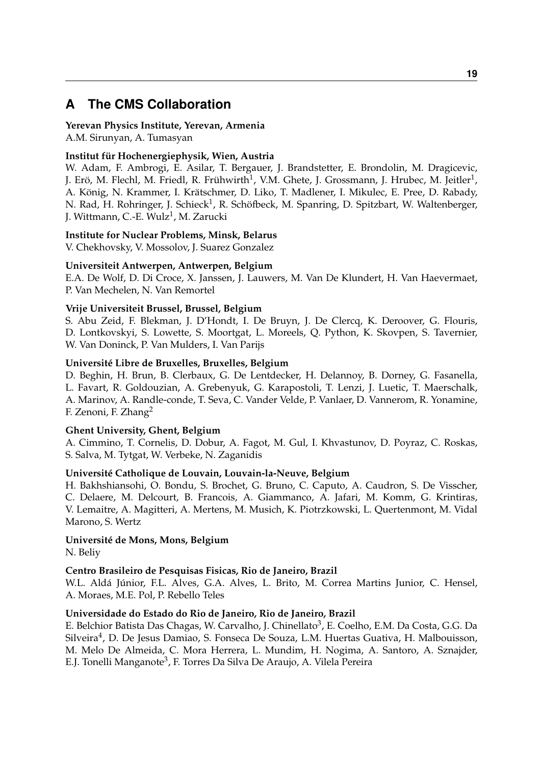# A The CMS Collaboration

**Yerevan Physics Institute, Yerevan, Armenia**
A.M. Sirunyan, A. Tumasyan

**Institut für Hochenergiephysik, Wien, Austria**
W. Adam, F. Ambrogi, E. Asilar, T. Bergauer, J. Brandstetter, E. Brondolin, M. Dragicevic, J. Erö, M. Flechl, M. Friedl, R. Frühwirth[1], V.M. Ghete, J. Grossmann, J. Hrubec, M. Jeitler[1], A. König, N. Krammer, I. Krätschmer, D. Liko, T. Madlener, I. Mikulec, E. Pree, D. Rabady, N. Rad, H. Rohringer, J. Schieck[1], R. Schöfbeck, M. Spanring, D. Spitzbart, W. Waltenberger, J. Wittmann, C.-E. Wulz[1], M. Zarucki

**Institute for Nuclear Problems, Minsk, Belarus**
V. Chekhovsky, V. Mossolov, J. Suarez Gonzalez

**Universiteit Antwerpen, Antwerpen, Belgium**
E.A. De Wolf, D. Di Croce, X. Janssen, J. Lauwers, M. Van De Klundert, H. Van Haevermaet, P. Van Mechelen, N. Van Remortel

**Vrije Universiteit Brussel, Brussel, Belgium**
S. Abu Zeid, F. Blekman, J. D'Hondt, I. De Bruyn, J. De Clercq, K. Deroover, G. Flouris, D. Lontkovskyi, S. Lowette, S. Moortgat, L. Moreels, Q. Python, K. Skovpen, S. Tavernier, W. Van Doninck, P. Van Mulders, I. Van Parijs

**Université Libre de Bruxelles, Bruxelles, Belgium**
D. Beghin, H. Brun, B. Clerbaux, G. De Lentdecker, H. Delannoy, B. Dorney, G. Fasanella, L. Favart, R. Goldouzian, A. Grebenyuk, G. Karapostoli, T. Lenzi, J. Luetic, T. Maerschalk, A. Marinov, A. Randle-conde, T. Seva, C. Vander Velde, P. Vanlaer, D. Vannerom, R. Yonamine, F. Zenoni, F. Zhang[2]

**Ghent University, Ghent, Belgium**
A. Cimmino, T. Cornelis, D. Dobur, A. Fagot, M. Gul, I. Khvastunov, D. Poyraz, C. Roskas, S. Salva, M. Tytgat, W. Verbeke, N. Zaganidis

**Université Catholique de Louvain, Louvain-la-Neuve, Belgium**
H. Bakhshiansohi, O. Bondu, S. Brochet, G. Bruno, C. Caputo, A. Caudron, S. De Visscher, C. Delaere, M. Delcourt, B. Francois, A. Giammanco, A. Jafari, M. Komm, G. Krintiras, V. Lemaitre, A. Magitteri, A. Mertens, M. Musich, K. Piotrzkowski, L. Quertenmont, M. Vidal Marono, S. Wertz

**Université de Mons, Mons, Belgium**
N. Beliy

**Centro Brasileiro de Pesquisas Fisicas, Rio de Janeiro, Brazil**
W.L. Aldá Júnior, F.L. Alves, G.A. Alves, L. Brito, M. Correa Martins Junior, C. Hensel, A. Moraes, M.E. Pol, P. Rebello Teles

**Universidade do Estado do Rio de Janeiro, Rio de Janeiro, Brazil**
E. Belchior Batista Das Chagas, W. Carvalho, J. Chinellato[3], E. Coelho, E.M. Da Costa, G.G. Da Silveira[4], D. De Jesus Damiao, S. Fonseca De Souza, L.M. Huertas Guativa, H. Malbouisson, M. Melo De Almeida, C. Mora Herrera, L. Mundim, H. Nogima, A. Santoro, A. Sznajder, E.J. Tonelli Manganote[3], F. Torres Da Silva De Araujo, A. Vilela Pereira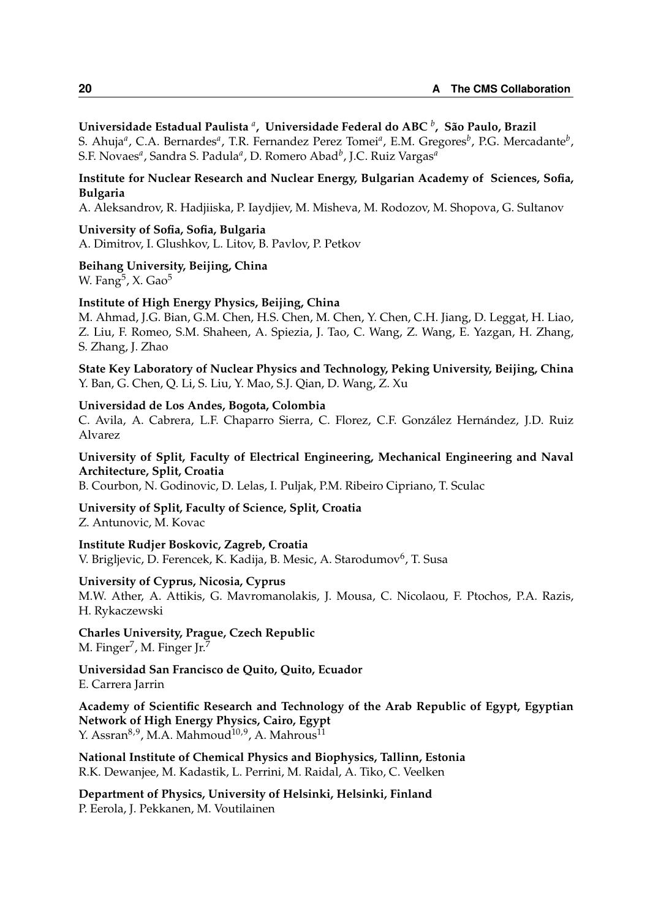**Universidade Estadual Paulista [a], Universidade Federal do ABC [b], São Paulo, Brazil**
S. Ahuja[a], C.A. Bernardes[a], T.R. Fernandez Perez Tomei[a], E.M. Gregores[b], P.G. Mercadante[b], S.F. Novaes[a], Sandra S. Padula[a], D. Romero Abad[b], J.C. Ruiz Vargas[a]

**Institute for Nuclear Research and Nuclear Energy, Bulgarian Academy of Sciences, Sofia, Bulgaria**
A. Aleksandrov, R. Hadjiiska, P. Iaydjiev, M. Misheva, M. Rodozov, M. Shopova, G. Sultanov

**University of Sofia, Sofia, Bulgaria**
A. Dimitrov, I. Glushkov, L. Litov, B. Pavlov, P. Petkov

**Beihang University, Beijing, China**
W. Fang[5], X. Gao[5]

**Institute of High Energy Physics, Beijing, China**
M. Ahmad, J.G. Bian, G.M. Chen, H.S. Chen, M. Chen, Y. Chen, C.H. Jiang, D. Leggat, H. Liao, Z. Liu, F. Romeo, S.M. Shaheen, A. Spiezia, J. Tao, C. Wang, Z. Wang, E. Yazgan, H. Zhang, S. Zhang, J. Zhao

**State Key Laboratory of Nuclear Physics and Technology, Peking University, Beijing, China**
Y. Ban, G. Chen, Q. Li, S. Liu, Y. Mao, S.J. Qian, D. Wang, Z. Xu

**Universidad de Los Andes, Bogota, Colombia**
C. Avila, A. Cabrera, L.F. Chaparro Sierra, C. Florez, C.F. González Hernández, J.D. Ruiz Alvarez

**University of Split, Faculty of Electrical Engineering, Mechanical Engineering and Naval Architecture, Split, Croatia**
B. Courbon, N. Godinovic, D. Lelas, I. Puljak, P.M. Ribeiro Cipriano, T. Sculac

**University of Split, Faculty of Science, Split, Croatia**
Z. Antunovic, M. Kovac

**Institute Rudjer Boskovic, Zagreb, Croatia**
V. Brigljevic, D. Ferencek, K. Kadija, B. Mesic, A. Starodumov[6], T. Susa

**University of Cyprus, Nicosia, Cyprus**
M.W. Ather, A. Attikis, G. Mavromanolakis, J. Mousa, C. Nicolaou, F. Ptochos, P.A. Razis, H. Rykaczewski

**Charles University, Prague, Czech Republic**
M. Finger[7], M. Finger Jr.[7]

**Universidad San Francisco de Quito, Quito, Ecuador**
E. Carrera Jarrin

**Academy of Scientific Research and Technology of the Arab Republic of Egypt, Egyptian Network of High Energy Physics, Cairo, Egypt**
Y. Assran[8,9], M.A. Mahmoud[10,9], A. Mahrous[11]

**National Institute of Chemical Physics and Biophysics, Tallinn, Estonia**
R.K. Dewanjee, M. Kadastik, L. Perrini, M. Raidal, A. Tiko, C. Veelken

**Department of Physics, University of Helsinki, Helsinki, Finland**
P. Eerola, J. Pekkanen, M. Voutilainen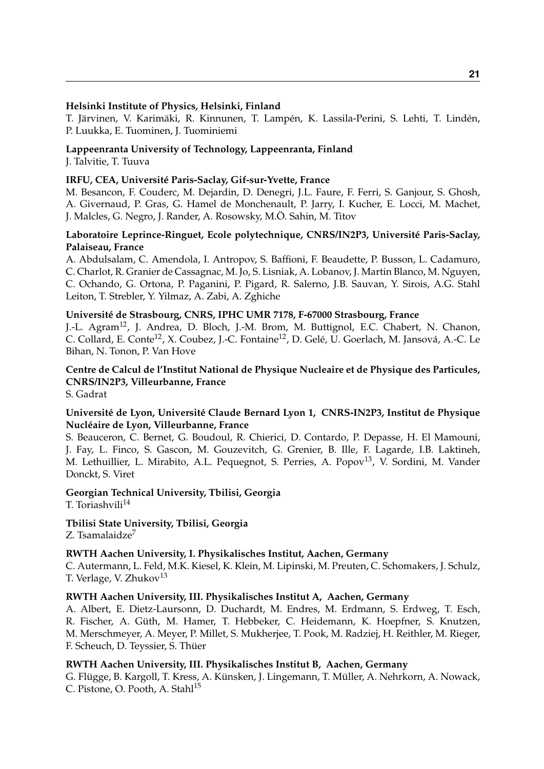**Helsinki Institute of Physics, Helsinki, Finland**
T. Järvinen, V. Karimäki, R. Kinnunen, T. Lampén, K. Lassila-Perini, S. Lehti, T. Lindén, P. Luukka, E. Tuominen, J. Tuominiemi

**Lappeenranta University of Technology, Lappeenranta, Finland**
J. Talvitie, T. Tuuva

**IRFU, CEA, Université Paris-Saclay, Gif-sur-Yvette, France**
M. Besancon, F. Couderc, M. Dejardin, D. Denegri, J.L. Faure, F. Ferri, S. Ganjour, S. Ghosh, A. Givernaud, P. Gras, G. Hamel de Monchenault, P. Jarry, I. Kucher, E. Locci, M. Machet, J. Malcles, G. Negro, J. Rander, A. Rosowsky, M.Ö. Sahin, M. Titov

**Laboratoire Leprince-Ringuet, Ecole polytechnique, CNRS/IN2P3, Université Paris-Saclay, Palaiseau, France**
A. Abdulsalam, C. Amendola, I. Antropov, S. Baffioni, F. Beaudette, P. Busson, L. Cadamuro, C. Charlot, R. Granier de Cassagnac, M. Jo, S. Lisniak, A. Lobanov, J. Martin Blanco, M. Nguyen, C. Ochando, G. Ortona, P. Paganini, P. Pigard, R. Salerno, J.B. Sauvan, Y. Sirois, A.G. Stahl Leiton, T. Strebler, Y. Yilmaz, A. Zabi, A. Zghiche

**Université de Strasbourg, CNRS, IPHC UMR 7178, F-67000 Strasbourg, France**
J.-L. Agram[12], J. Andrea, D. Bloch, J.-M. Brom, M. Buttignol, E.C. Chabert, N. Chanon, C. Collard, E. Conte[12], X. Coubez, J.-C. Fontaine[12], D. Gelé, U. Goerlach, M. Jansová, A.-C. Le Bihan, N. Tonon, P. Van Hove

**Centre de Calcul de l'Institut National de Physique Nucleaire et de Physique des Particules, CNRS/IN2P3, Villeurbanne, France**
S. Gadrat

**Université de Lyon, Université Claude Bernard Lyon 1, CNRS-IN2P3, Institut de Physique Nucléaire de Lyon, Villeurbanne, France**
S. Beauceron, C. Bernet, G. Boudoul, R. Chierici, D. Contardo, P. Depasse, H. El Mamouni, J. Fay, L. Finco, S. Gascon, M. Gouzevitch, G. Grenier, B. Ille, F. Lagarde, I.B. Laktineh, M. Lethuillier, L. Mirabito, A.L. Pequegnot, S. Perries, A. Popov[13], V. Sordini, M. Vander Donckt, S. Viret

**Georgian Technical University, Tbilisi, Georgia**
T. Toriashvili[14]

**Tbilisi State University, Tbilisi, Georgia**
Z. Tsamalaidze[7]

**RWTH Aachen University, I. Physikalisches Institut, Aachen, Germany**
C. Autermann, L. Feld, M.K. Kiesel, K. Klein, M. Lipinski, M. Preuten, C. Schomakers, J. Schulz, T. Verlage, V. Zhukov[13]

**RWTH Aachen University, III. Physikalisches Institut A, Aachen, Germany**
A. Albert, E. Dietz-Laursonn, D. Duchardt, M. Endres, M. Erdmann, S. Erdweg, T. Esch, R. Fischer, A. Güth, M. Hamer, T. Hebbeker, C. Heidemann, K. Hoepfner, S. Knutzen, M. Merschmeyer, A. Meyer, P. Millet, S. Mukherjee, T. Pook, M. Radziej, H. Reithler, M. Rieger, F. Scheuch, D. Teyssier, S. Thüer

**RWTH Aachen University, III. Physikalisches Institut B, Aachen, Germany**
G. Flügge, B. Kargoll, T. Kress, A. Künsken, J. Lingemann, T. Müller, A. Nehrkorn, A. Nowack, C. Pistone, O. Pooth, A. Stahl[15]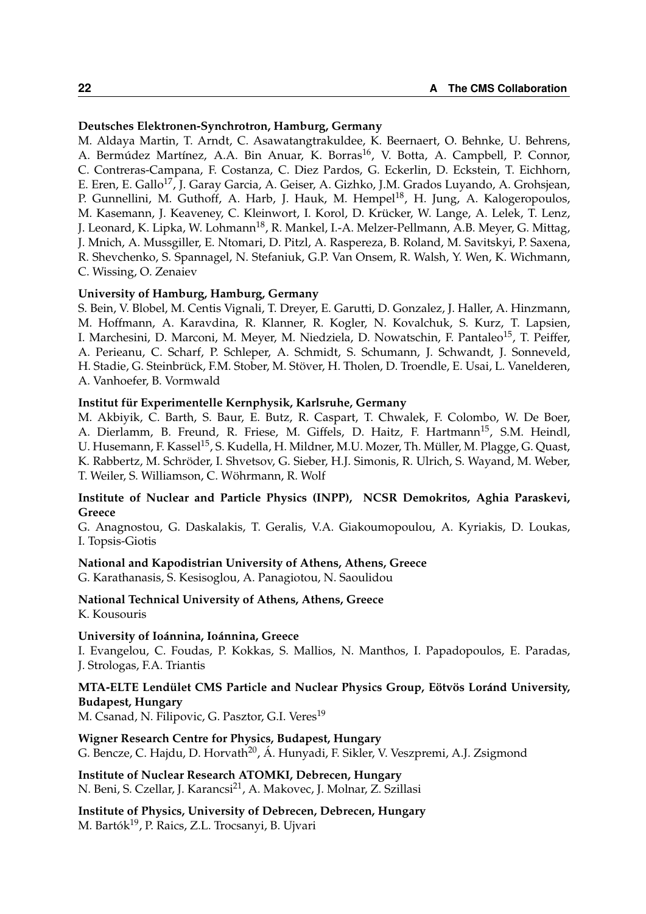**Deutsches Elektronen-Synchrotron, Hamburg, Germany**

M. Aldaya Martin, T. Arndt, C. Asawatangtrakuldee, K. Beernaert, O. Behnke, U. Behrens, A. Bermúdez Martínez, A.A. Bin Anuar, K. Borras[16], V. Botta, A. Campbell, P. Connor, C. Contreras-Campana, F. Costanza, C. Diez Pardos, G. Eckerlin, D. Eckstein, T. Eichhorn, E. Eren, E. Gallo[17], J. Garay Garcia, A. Geiser, A. Gizhko, J.M. Grados Luyando, A. Grohsjean, P. Gunnellini, M. Guthoff, A. Harb, J. Hauk, M. Hempel[18], H. Jung, A. Kalogeropoulos, M. Kasemann, J. Keaveney, C. Kleinwort, I. Korol, D. Krücker, W. Lange, A. Lelek, T. Lenz, J. Leonard, K. Lipka, W. Lohmann[18], R. Mankel, I.-A. Melzer-Pellmann, A.B. Meyer, G. Mittag, J. Mnich, A. Mussgiller, E. Ntomari, D. Pitzl, A. Raspereza, B. Roland, M. Savitskyi, P. Saxena, R. Shevchenko, S. Spannagel, N. Stefaniuk, G.P. Van Onsem, R. Walsh, Y. Wen, K. Wichmann, C. Wissing, O. Zenaiev

**University of Hamburg, Hamburg, Germany**

S. Bein, V. Blobel, M. Centis Vignali, T. Dreyer, E. Garutti, D. Gonzalez, J. Haller, A. Hinzmann, M. Hoffmann, A. Karavdina, R. Klanner, R. Kogler, N. Kovalchuk, S. Kurz, T. Lapsien, I. Marchesini, D. Marconi, M. Meyer, M. Niedziela, D. Nowatschin, F. Pantaleo[15], T. Peiffer, A. Perieanu, C. Scharf, P. Schleper, A. Schmidt, S. Schumann, J. Schwandt, J. Sonneveld, H. Stadie, G. Steinbrück, F.M. Stober, M. Stöver, H. Tholen, D. Troendle, E. Usai, L. Vanelderen, A. Vanhoefer, B. Vormwald

**Institut für Experimentelle Kernphysik, Karlsruhe, Germany**

M. Akbiyik, C. Barth, S. Baur, E. Butz, R. Caspart, T. Chwalek, F. Colombo, W. De Boer, A. Dierlamm, B. Freund, R. Friese, M. Giffels, D. Haitz, F. Hartmann[15], S.M. Heindl, U. Husemann, F. Kassel[15], S. Kudella, H. Mildner, M.U. Mozer, Th. Müller, M. Plagge, G. Quast, K. Rabbertz, M. Schröder, I. Shvetsov, G. Sieber, H.J. Simonis, R. Ulrich, S. Wayand, M. Weber, T. Weiler, S. Williamson, C. Wöhrmann, R. Wolf

**Institute of Nuclear and Particle Physics (INPP), NCSR Demokritos, Aghia Paraskevi, Greece**

G. Anagnostou, G. Daskalakis, T. Geralis, V.A. Giakoumopoulou, A. Kyriakis, D. Loukas, I. Topsis-Giotis

**National and Kapodistrian University of Athens, Athens, Greece**

G. Karathanasis, S. Kesisoglou, A. Panagiotou, N. Saoulidou

**National Technical University of Athens, Athens, Greece**

K. Kousouris

**University of Ioánnina, Ioánnina, Greece**

I. Evangelou, C. Foudas, P. Kokkas, S. Mallios, N. Manthos, I. Papadopoulos, E. Paradas, J. Strologas, F.A. Triantis

**MTA-ELTE Lendület CMS Particle and Nuclear Physics Group, Eötvös Loránd University, Budapest, Hungary**

M. Csanad, N. Filipovic, G. Pasztor, G.I. Veres[19]

**Wigner Research Centre for Physics, Budapest, Hungary**

G. Bencze, C. Hajdu, D. Horvath[20], Á. Hunyadi, F. Sikler, V. Veszpremi, A.J. Zsigmond

**Institute of Nuclear Research ATOMKI, Debrecen, Hungary**

N. Beni, S. Czellar, J. Karancsi[21], A. Makovec, J. Molnar, Z. Szillasi

**Institute of Physics, University of Debrecen, Debrecen, Hungary**

M. Bartók[19], P. Raics, Z.L. Trocsanyi, B. Ujvari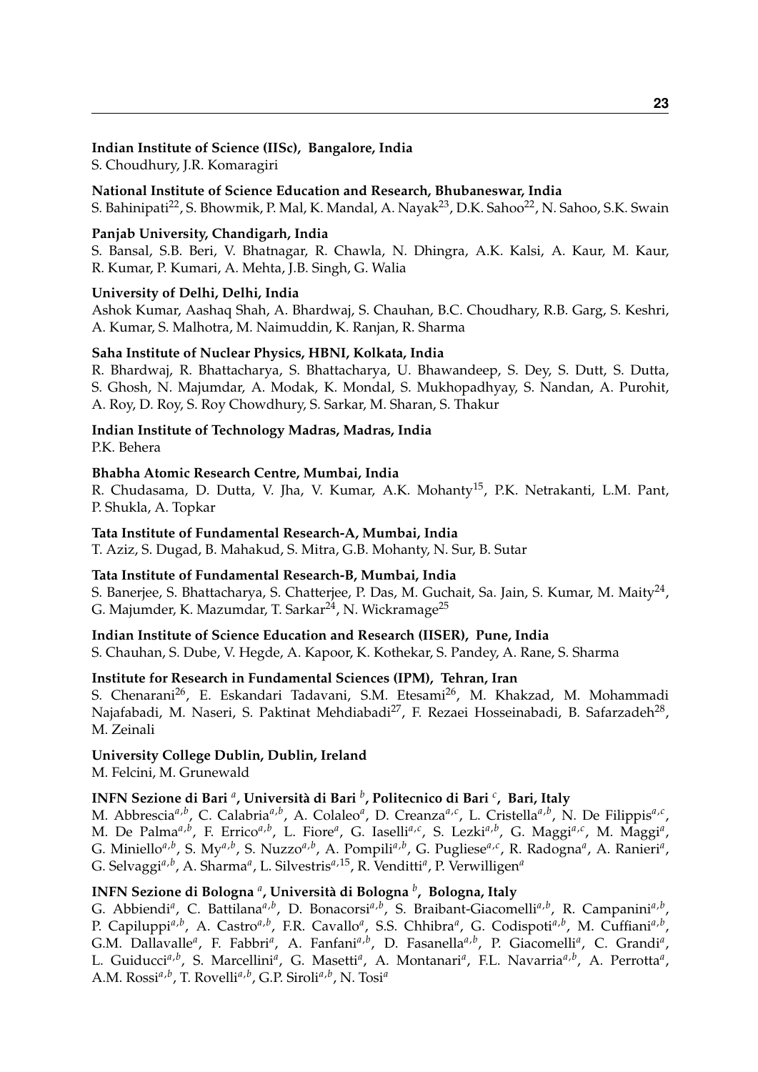**Indian Institute of Science (IISc), Bangalore, India**
S. Choudhury, J.R. Komaragiri

**National Institute of Science Education and Research, Bhubaneswar, India**
S. Bahinipati[22], S. Bhowmik, P. Mal, K. Mandal, A. Nayak[23], D.K. Sahoo[22], N. Sahoo, S.K. Swain

**Panjab University, Chandigarh, India**
S. Bansal, S.B. Beri, V. Bhatnagar, R. Chawla, N. Dhingra, A.K. Kalsi, A. Kaur, M. Kaur, R. Kumar, P. Kumari, A. Mehta, J.B. Singh, G. Walia

**University of Delhi, Delhi, India**
Ashok Kumar, Aashaq Shah, A. Bhardwaj, S. Chauhan, B.C. Choudhary, R.B. Garg, S. Keshri, A. Kumar, S. Malhotra, M. Naimuddin, K. Ranjan, R. Sharma

**Saha Institute of Nuclear Physics, HBNI, Kolkata, India**
R. Bhardwaj, R. Bhattacharya, S. Bhattacharya, U. Bhawandeep, S. Dey, S. Dutt, S. Dutta, S. Ghosh, N. Majumdar, A. Modak, K. Mondal, S. Mukhopadhyay, S. Nandan, A. Purohit, A. Roy, D. Roy, S. Roy Chowdhury, S. Sarkar, M. Sharan, S. Thakur

**Indian Institute of Technology Madras, Madras, India**
P.K. Behera

**Bhabha Atomic Research Centre, Mumbai, India**
R. Chudasama, D. Dutta, V. Jha, V. Kumar, A.K. Mohanty[15], P.K. Netrakanti, L.M. Pant, P. Shukla, A. Topkar

**Tata Institute of Fundamental Research-A, Mumbai, India**
T. Aziz, S. Dugad, B. Mahakud, S. Mitra, G.B. Mohanty, N. Sur, B. Sutar

**Tata Institute of Fundamental Research-B, Mumbai, India**
S. Banerjee, S. Bhattacharya, S. Chatterjee, P. Das, M. Guchait, Sa. Jain, S. Kumar, M. Maity[24], G. Majumder, K. Mazumdar, T. Sarkar[24], N. Wickramage[25]

**Indian Institute of Science Education and Research (IISER), Pune, India**
S. Chauhan, S. Dube, V. Hegde, A. Kapoor, K. Kothekar, S. Pandey, A. Rane, S. Sharma

**Institute for Research in Fundamental Sciences (IPM), Tehran, Iran**
S. Chenarani[26], E. Eskandari Tadavani, S.M. Etesami[26], M. Khakzad, M. Mohammadi Najafabadi, M. Naseri, S. Paktinat Mehdiabadi[27], F. Rezaei Hosseinabadi, B. Safarzadeh[28], M. Zeinali

**University College Dublin, Dublin, Ireland**
M. Felcini, M. Grunewald

**INFN Sezione di Bari [a], Università di Bari [b], Politecnico di Bari [c], Bari, Italy**
M. Abbrescia[a,b], C. Calabria[a,b], A. Colaleo[a], D. Creanza[a,c], L. Cristella[a,b], N. De Filippis[a,c], M. De Palma[a,b], F. Errico[a,b], L. Fiore[a], G. Iaselli[a,c], S. Lezki[a,b], G. Maggi[a,c], M. Maggi[a], G. Miniello[a,b], S. My[a,b], S. Nuzzo[a,b], A. Pompili[a,b], G. Pugliese[a,c], R. Radogna[a], A. Ranieri[a], G. Selvaggi[a,b], A. Sharma[a], L. Silvestris[a,15], R. Venditti[a], P. Verwilligen[a]

**INFN Sezione di Bologna [a], Università di Bologna [b], Bologna, Italy**
G. Abbiendi[a], C. Battilana[a,b], D. Bonacorsi[a,b], S. Braibant-Giacomelli[a,b], R. Campanini[a,b], P. Capiluppi[a,b], A. Castro[a,b], F.R. Cavallo[a], S.S. Chhibra[a], G. Codispoti[a,b], M. Cuffiani[a,b], G.M. Dallavalle[a], F. Fabbri[a], A. Fanfani[a,b], D. Fasanella[a,b], P. Giacomelli[a], C. Grandi[a], L. Guiducci[a,b], S. Marcellini[a], G. Masetti[a], A. Montanari[a], F.L. Navarria[a,b], A. Perrotta[a], A.M. Rossi[a,b], T. Rovelli[a,b], G.P. Siroli[a,b], N. Tosi[a]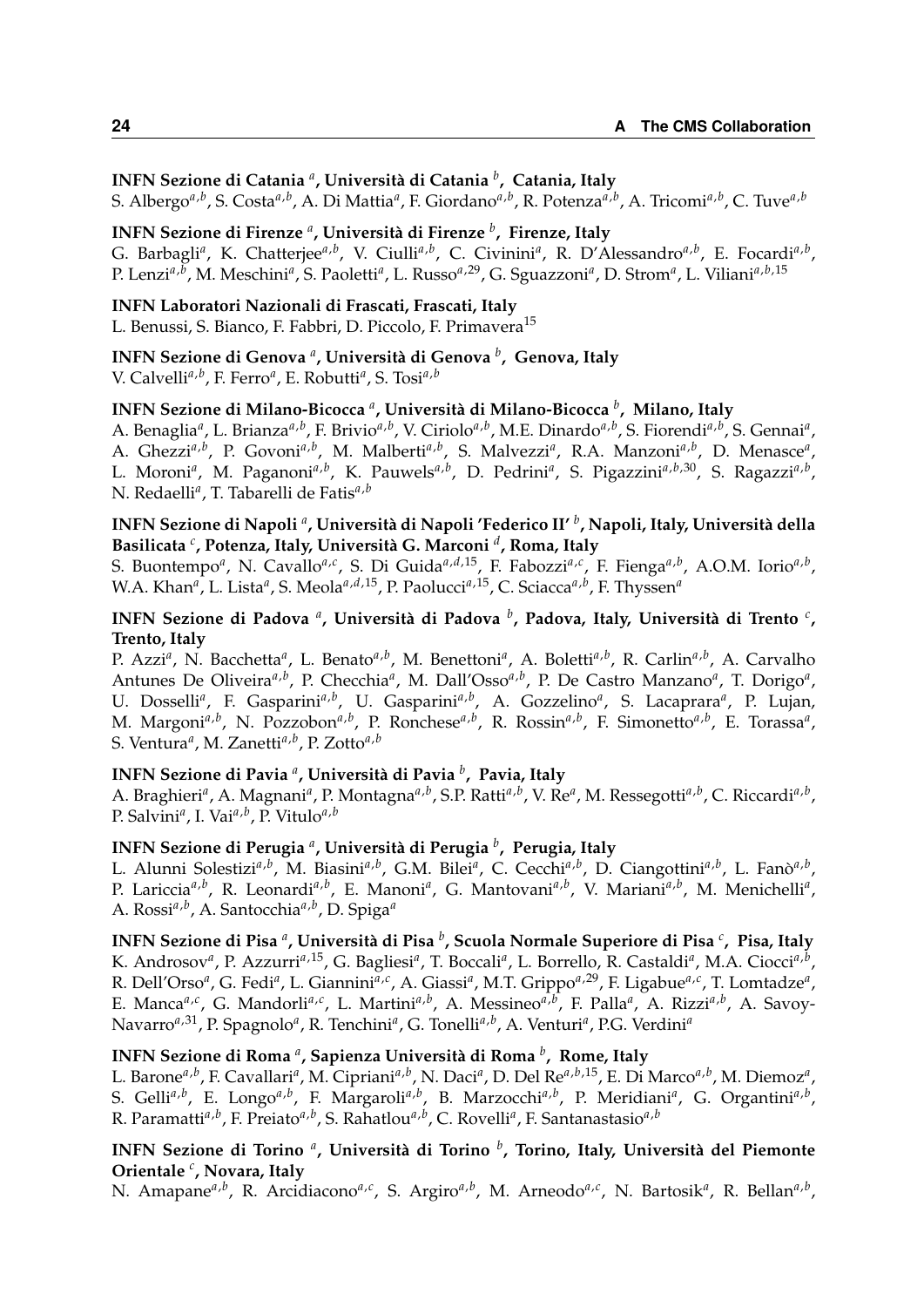**INFN Sezione di Catania [a], Università di Catania [b], Catania, Italy**
S. Albergo[a,b], S. Costa[a,b], A. Di Mattia[a], F. Giordano[a,b], R. Potenza[a,b], A. Tricomi[a,b], C. Tuve[a,b]

**INFN Sezione di Firenze [a], Università di Firenze [b], Firenze, Italy**
G. Barbagli[a], K. Chatterjee[a,b], V. Ciulli[a,b], C. Civinini[a], R. D'Alessandro[a,b], E. Focardi[a,b], P. Lenzi[a,b], M. Meschini[a], S. Paoletti[a], L. Russo[a,29], G. Sguazzoni[a], D. Strom[a], L. Viliani[a,b,15]

**INFN Laboratori Nazionali di Frascati, Frascati, Italy**
L. Benussi, S. Bianco, F. Fabbri, D. Piccolo, F. Primavera[15]

**INFN Sezione di Genova [a], Università di Genova [b], Genova, Italy**
V. Calvelli[a,b], F. Ferro[a], E. Robutti[a], S. Tosi[a,b]

**INFN Sezione di Milano-Bicocca [a], Università di Milano-Bicocca [b], Milano, Italy**
A. Benaglia[a], L. Brianza[a,b], F. Brivio[a,b], V. Ciriolo[a,b], M.E. Dinardo[a,b], S. Fiorendi[a,b], S. Gennai[a], A. Ghezzi[a,b], P. Govoni[a,b], M. Malberti[a,b], S. Malvezzi[a], R.A. Manzoni[a,b], D. Menasce[a], L. Moroni[a], M. Paganoni[a,b], K. Pauwels[a,b], D. Pedrini[a], S. Pigazzini[a,b,30], S. Ragazzi[a,b], N. Redaelli[a], T. Tabarelli de Fatis[a,b]

**INFN Sezione di Napoli [a], Università di Napoli 'Federico II' [b], Napoli, Italy, Università della Basilicata [c], Potenza, Italy, Università G. Marconi [d], Roma, Italy**
S. Buontempo[a], N. Cavallo[a,c], S. Di Guida[a,d,15], F. Fabozzi[a,c], F. Fienga[a,b], A.O.M. Iorio[a,b], W.A. Khan[a], L. Lista[a], S. Meola[a,d,15], P. Paolucci[a,15], C. Sciacca[a,b], F. Thyssen[a]

**INFN Sezione di Padova [a], Università di Padova [b], Padova, Italy, Università di Trento [c], Trento, Italy**
P. Azzi[a], N. Bacchetta[a], L. Benato[a,b], M. Benettoni[a], A. Boletti[a,b], R. Carlin[a,b], A. Carvalho Antunes De Oliveira[a,b], P. Checchia[a], M. Dall'Osso[a,b], P. De Castro Manzano[a], T. Dorigo[a], U. Dosselli[a], F. Gasparini[a,b], U. Gasparini[a,b], A. Gozzelino[a], S. Lacaprara[a], P. Lujan, M. Margoni[a,b], N. Pozzobon[a,b], P. Ronchese[a,b], R. Rossin[a,b], F. Simonetto[a,b], E. Torassa[a], S. Ventura[a], M. Zanetti[a,b], P. Zotto[a,b]

**INFN Sezione di Pavia [a], Università di Pavia [b], Pavia, Italy**
A. Braghieri[a], A. Magnani[a], P. Montagna[a,b], S.P. Ratti[a,b], V. Re[a], M. Ressegotti[a,b], C. Riccardi[a,b], P. Salvini[a], I. Vai[a,b], P. Vitulo[a,b]

**INFN Sezione di Perugia [a], Università di Perugia [b], Perugia, Italy**
L. Alunni Solestizi[a,b], M. Biasini[a,b], G.M. Bilei[a], C. Cecchi[a,b], D. Ciangottini[a,b], L. Fanò[a,b], P. Lariccia[a,b], R. Leonardi[a,b], E. Manoni[a], G. Mantovani[a,b], V. Mariani[a,b], M. Menichelli[a], A. Rossi[a,b], A. Santocchia[a,b], D. Spiga[a]

**INFN Sezione di Pisa [a], Università di Pisa [b], Scuola Normale Superiore di Pisa [c], Pisa, Italy**
K. Androsov[a], P. Azzurri[a,15], G. Bagliesi[a], T. Boccali[a], L. Borrello, R. Castaldi[a], M.A. Ciocci[a,b], R. Dell'Orso[a], G. Fedi[a], L. Giannini[a,c], A. Giassi[a], M.T. Grippo[a,29], F. Ligabue[a,c], T. Lomtadze[a], E. Manca[a,c], G. Mandorli[a,c], L. Martini[a,b], A. Messineo[a,b], F. Palla[a], A. Rizzi[a,b], A. Savoy-Navarro[a,31], P. Spagnolo[a], R. Tenchini[a], G. Tonelli[a,b], A. Venturi[a], P.G. Verdini[a]

**INFN Sezione di Roma [a], Sapienza Università di Roma [b], Rome, Italy**
L. Barone[a,b], F. Cavallari[a], M. Cipriani[a,b], N. Daci[a], D. Del Re[a,b,15], E. Di Marco[a,b], M. Diemoz[a], S. Gelli[a,b], E. Longo[a,b], F. Margaroli[a,b], B. Marzocchi[a,b], P. Meridiani[a], G. Organtini[a,b], R. Paramatti[a,b], F. Preiato[a,b], S. Rahatlou[a,b], C. Rovelli[a], F. Santanastasio[a,b]

**INFN Sezione di Torino [a], Università di Torino [b], Torino, Italy, Università del Piemonte Orientale [c], Novara, Italy**
N. Amapane[a,b], R. Arcidiacono[a,c], S. Argiro[a,b], M. Arneodo[a,c], N. Bartosik[a], R. Bellan[a,b],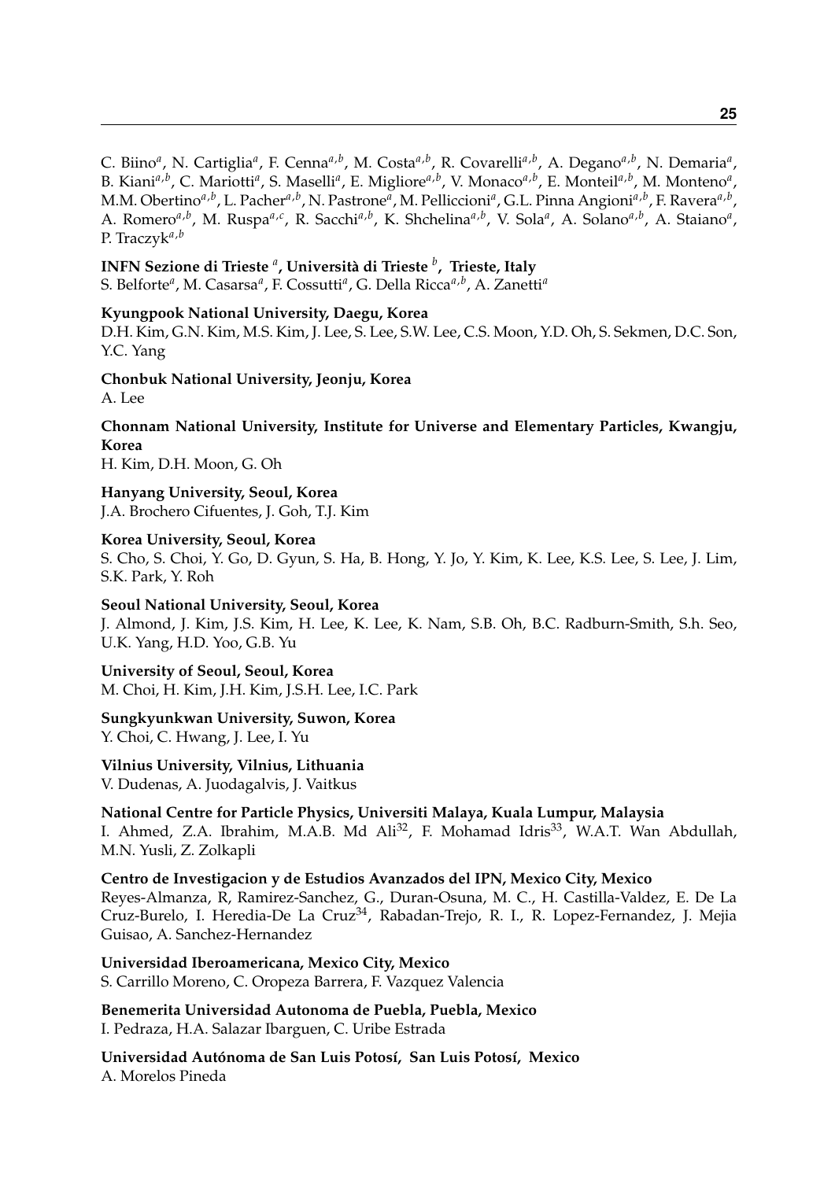C. Biino[a], N. Cartiglia[a], F. Cenna[a,b], M. Costa[a,b], R. Covarelli[a,b], A. Degano[a,b], N. Demaria[a], B. Kiani[a,b], C. Mariotti[a], S. Maselli[a], E. Migliore[a,b], V. Monaco[a,b], E. Monteil[a,b], M. Monteno[a], M.M. Obertino[a,b], L. Pacher[a,b], N. Pastrone[a], M. Pelliccioni[a], G.L. Pinna Angioni[a,b], F. Ravera[a,b], A. Romero[a,b], M. Ruspa[a,c], R. Sacchi[a,b], K. Shchelina[a,b], V. Sola[a], A. Solano[a,b], A. Staiano[a], P. Traczyk[a,b]

**INFN Sezione di Trieste [a], Università di Trieste [b], Trieste, Italy**
S. Belforte[a], M. Casarsa[a], F. Cossutti[a], G. Della Ricca[a,b], A. Zanetti[a]

**Kyungpook National University, Daegu, Korea**
D.H. Kim, G.N. Kim, M.S. Kim, J. Lee, S. Lee, S.W. Lee, C.S. Moon, Y.D. Oh, S. Sekmen, D.C. Son, Y.C. Yang

**Chonbuk National University, Jeonju, Korea**
A. Lee

**Chonnam National University, Institute for Universe and Elementary Particles, Kwangju, Korea**
H. Kim, D.H. Moon, G. Oh

**Hanyang University, Seoul, Korea**
J.A. Brochero Cifuentes, J. Goh, T.J. Kim

**Korea University, Seoul, Korea**
S. Cho, S. Choi, Y. Go, D. Gyun, S. Ha, B. Hong, Y. Jo, Y. Kim, K. Lee, K.S. Lee, S. Lee, J. Lim, S.K. Park, Y. Roh

**Seoul National University, Seoul, Korea**
J. Almond, J. Kim, J.S. Kim, H. Lee, K. Lee, K. Nam, S.B. Oh, B.C. Radburn-Smith, S.h. Seo, U.K. Yang, H.D. Yoo, G.B. Yu

**University of Seoul, Seoul, Korea**
M. Choi, H. Kim, J.H. Kim, J.S.H. Lee, I.C. Park

**Sungkyunkwan University, Suwon, Korea**
Y. Choi, C. Hwang, J. Lee, I. Yu

**Vilnius University, Vilnius, Lithuania**
V. Dudenas, A. Juodagalvis, J. Vaitkus

**National Centre for Particle Physics, Universiti Malaya, Kuala Lumpur, Malaysia**
I. Ahmed, Z.A. Ibrahim, M.A.B. Md Ali[32], F. Mohamad Idris[33], W.A.T. Wan Abdullah, M.N. Yusli, Z. Zolkapli

**Centro de Investigacion y de Estudios Avanzados del IPN, Mexico City, Mexico**
Reyes-Almanza, R, Ramirez-Sanchez, G., Duran-Osuna, M. C., H. Castilla-Valdez, E. De La Cruz-Burelo, I. Heredia-De La Cruz[34], Rabadan-Trejo, R. I., R. Lopez-Fernandez, J. Mejia Guisao, A. Sanchez-Hernandez

**Universidad Iberoamericana, Mexico City, Mexico**
S. Carrillo Moreno, C. Oropeza Barrera, F. Vazquez Valencia

**Benemerita Universidad Autonoma de Puebla, Puebla, Mexico**
I. Pedraza, H.A. Salazar Ibarguen, C. Uribe Estrada

**Universidad Autónoma de San Luis Potosí, San Luis Potosí, Mexico**
A. Morelos Pineda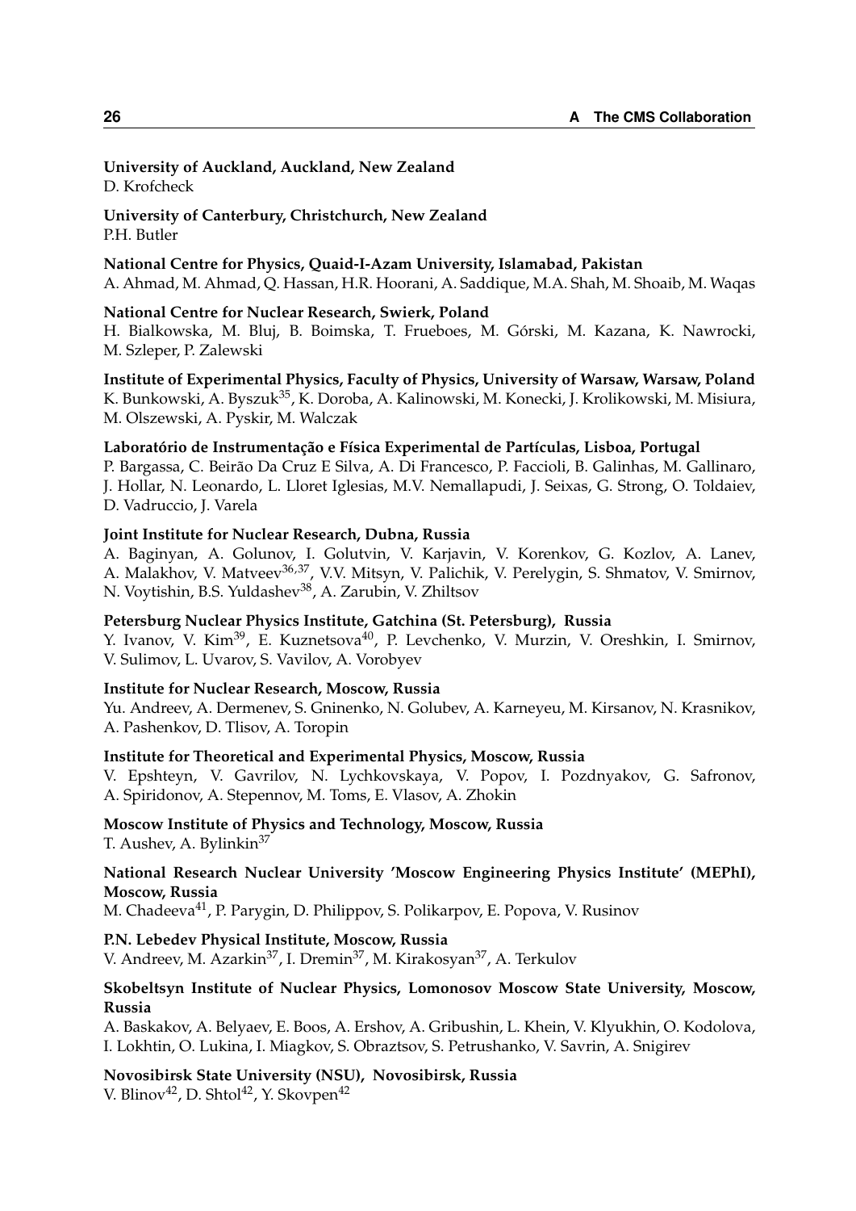**University of Auckland, Auckland, New Zealand**
D. Krofcheck

**University of Canterbury, Christchurch, New Zealand**
P.H. Butler

**National Centre for Physics, Quaid-I-Azam University, Islamabad, Pakistan**
A. Ahmad, M. Ahmad, Q. Hassan, H.R. Hoorani, A. Saddique, M.A. Shah, M. Shoaib, M. Waqas

**National Centre for Nuclear Research, Swierk, Poland**
H. Bialkowska, M. Bluj, B. Boimska, T. Frueboes, M. Górski, M. Kazana, K. Nawrocki, M. Szleper, P. Zalewski

**Institute of Experimental Physics, Faculty of Physics, University of Warsaw, Warsaw, Poland**
K. Bunkowski, A. Byszuk[35], K. Doroba, A. Kalinowski, M. Konecki, J. Krolikowski, M. Misiura, M. Olszewski, A. Pyskir, M. Walczak

**Laboratório de Instrumentação e Física Experimental de Partículas, Lisboa, Portugal**
P. Bargassa, C. Beirão Da Cruz E Silva, A. Di Francesco, P. Faccioli, B. Galinhas, M. Gallinaro, J. Hollar, N. Leonardo, L. Lloret Iglesias, M.V. Nemallapudi, J. Seixas, G. Strong, O. Toldaiev, D. Vadruccio, J. Varela

**Joint Institute for Nuclear Research, Dubna, Russia**
A. Baginyan, A. Golunov, I. Golutvin, V. Karjavin, V. Korenkov, G. Kozlov, A. Lanev, A. Malakhov, V. Matveev[36,37], V.V. Mitsyn, V. Palichik, V. Perelygin, S. Shmatov, V. Smirnov, N. Voytishin, B.S. Yuldashev[38], A. Zarubin, V. Zhiltsov

**Petersburg Nuclear Physics Institute, Gatchina (St. Petersburg), Russia**
Y. Ivanov, V. Kim[39], E. Kuznetsova[40], P. Levchenko, V. Murzin, V. Oreshkin, I. Smirnov, V. Sulimov, L. Uvarov, S. Vavilov, A. Vorobyev

**Institute for Nuclear Research, Moscow, Russia**
Yu. Andreev, A. Dermenev, S. Gninenko, N. Golubev, A. Karneyeu, M. Kirsanov, N. Krasnikov, A. Pashenkov, D. Tlisov, A. Toropin

**Institute for Theoretical and Experimental Physics, Moscow, Russia**
V. Epshteyn, V. Gavrilov, N. Lychkovskaya, V. Popov, I. Pozdnyakov, G. Safronov, A. Spiridonov, A. Stepennov, M. Toms, E. Vlasov, A. Zhokin

**Moscow Institute of Physics and Technology, Moscow, Russia**
T. Aushev, A. Bylinkin[37]

**National Research Nuclear University 'Moscow Engineering Physics Institute' (MEPhI), Moscow, Russia**
M. Chadeeva[41], P. Parygin, D. Philippov, S. Polikarpov, E. Popova, V. Rusinov

**P.N. Lebedev Physical Institute, Moscow, Russia**
V. Andreev, M. Azarkin[37], I. Dremin[37], M. Kirakosyan[37], A. Terkulov

**Skobeltsyn Institute of Nuclear Physics, Lomonosov Moscow State University, Moscow, Russia**
A. Baskakov, A. Belyaev, E. Boos, A. Ershov, A. Gribushin, L. Khein, V. Klyukhin, O. Kodolova, I. Lokhtin, O. Lukina, I. Miagkov, S. Obraztsov, S. Petrushanko, V. Savrin, A. Snigirev

**Novosibirsk State University (NSU), Novosibirsk, Russia**
V. Blinov[42], D. Shtol[42], Y. Skovpen[42]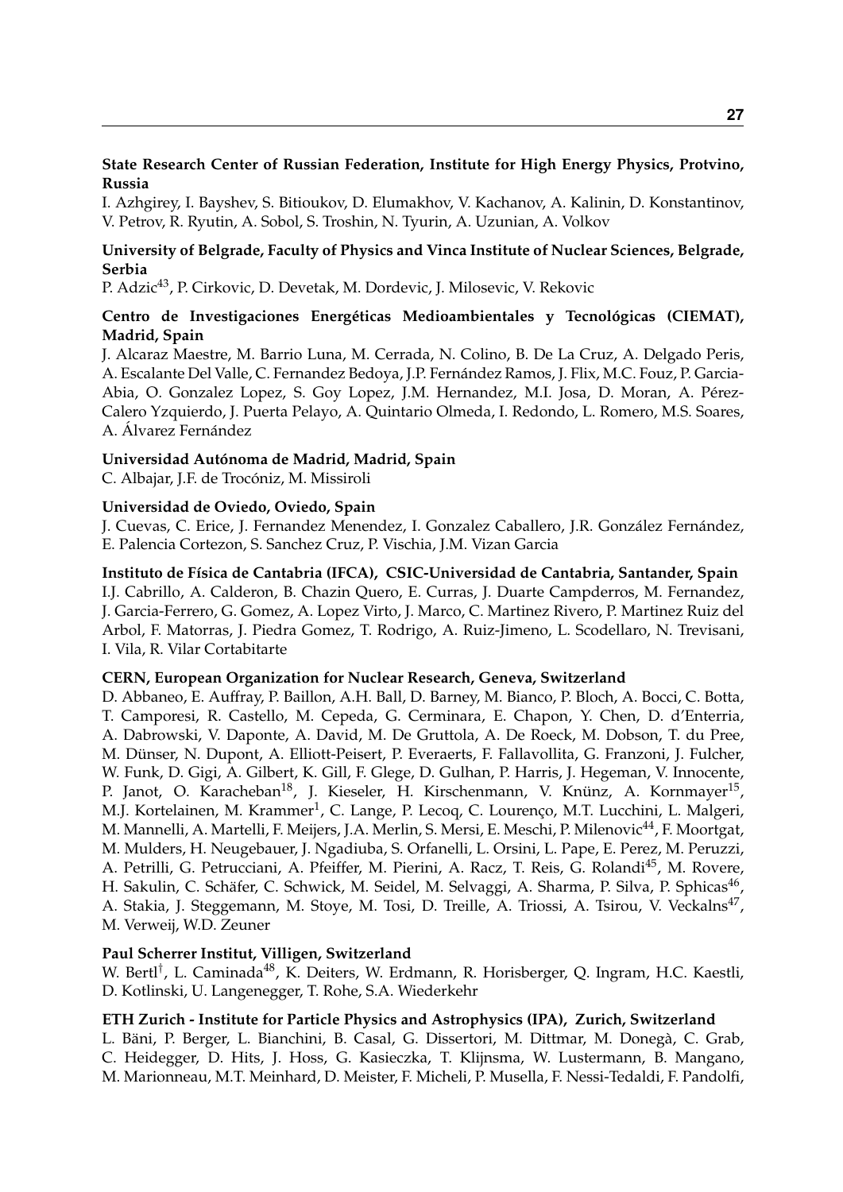**State Research Center of Russian Federation, Institute for High Energy Physics, Protvino, Russia**
I. Azhgirey, I. Bayshev, S. Bitioukov, D. Elumakhov, V. Kachanov, A. Kalinin, D. Konstantinov, V. Petrov, R. Ryutin, A. Sobol, S. Troshin, N. Tyurin, A. Uzunian, A. Volkov

**University of Belgrade, Faculty of Physics and Vinca Institute of Nuclear Sciences, Belgrade, Serbia**
P. Adzic[43], P. Cirkovic, D. Devetak, M. Dordevic, J. Milosevic, V. Rekovic

**Centro de Investigaciones Energéticas Medioambientales y Tecnológicas (CIEMAT), Madrid, Spain**
J. Alcaraz Maestre, M. Barrio Luna, M. Cerrada, N. Colino, B. De La Cruz, A. Delgado Peris, A. Escalante Del Valle, C. Fernandez Bedoya, J.P. Fernández Ramos, J. Flix, M.C. Fouz, P. Garcia-Abia, O. Gonzalez Lopez, S. Goy Lopez, J.M. Hernandez, M.I. Josa, D. Moran, A. Pérez-Calero Yzquierdo, J. Puerta Pelayo, A. Quintario Olmeda, I. Redondo, L. Romero, M.S. Soares, A. Álvarez Fernández

**Universidad Autónoma de Madrid, Madrid, Spain**
C. Albajar, J.F. de Trocóniz, M. Missiroli

**Universidad de Oviedo, Oviedo, Spain**
J. Cuevas, C. Erice, J. Fernandez Menendez, I. Gonzalez Caballero, J.R. González Fernández, E. Palencia Cortezon, S. Sanchez Cruz, P. Vischia, J.M. Vizan Garcia

**Instituto de Física de Cantabria (IFCA), CSIC-Universidad de Cantabria, Santander, Spain**
I.J. Cabrillo, A. Calderon, B. Chazin Quero, E. Curras, J. Duarte Campderros, M. Fernandez, J. Garcia-Ferrero, G. Gomez, A. Lopez Virto, J. Marco, C. Martinez Rivero, P. Martinez Ruiz del Arbol, F. Matorras, J. Piedra Gomez, T. Rodrigo, A. Ruiz-Jimeno, L. Scodellaro, N. Trevisani, I. Vila, R. Vilar Cortabitarte

**CERN, European Organization for Nuclear Research, Geneva, Switzerland**
D. Abbaneo, E. Auffray, P. Baillon, A.H. Ball, D. Barney, M. Bianco, P. Bloch, A. Bocci, C. Botta, T. Camporesi, R. Castello, M. Cepeda, G. Cerminara, E. Chapon, Y. Chen, D. d'Enterria, A. Dabrowski, V. Daponte, A. David, M. De Gruttola, A. De Roeck, M. Dobson, T. du Pree, M. Dünser, N. Dupont, A. Elliott-Peisert, P. Everaerts, F. Fallavollita, G. Franzoni, J. Fulcher, W. Funk, D. Gigi, A. Gilbert, K. Gill, F. Glege, D. Gulhan, P. Harris, J. Hegeman, V. Innocente, P. Janot, O. Karacheban[18], J. Kieseler, H. Kirschenmann, V. Knünz, A. Kornmayer[15], M.J. Kortelainen, M. Krammer[1], C. Lange, P. Lecoq, C. Lourenço, M.T. Lucchini, L. Malgeri, M. Mannelli, A. Martelli, F. Meijers, J.A. Merlin, S. Mersi, E. Meschi, P. Milenovic[44], F. Moortgat, M. Mulders, H. Neugebauer, J. Ngadiuba, S. Orfanelli, L. Orsini, L. Pape, E. Perez, M. Peruzzi, A. Petrilli, G. Petrucciani, A. Pfeiffer, M. Pierini, A. Racz, T. Reis, G. Rolandi[45], M. Rovere, H. Sakulin, C. Schäfer, C. Schwick, M. Seidel, M. Selvaggi, A. Sharma, P. Silva, P. Sphicas[46], A. Stakia, J. Steggemann, M. Stoye, M. Tosi, D. Treille, A. Triossi, A. Tsirou, V. Veckalns[47], M. Verweij, W.D. Zeuner

**Paul Scherrer Institut, Villigen, Switzerland**
W. Bertl[†], L. Caminada[48], K. Deiters, W. Erdmann, R. Horisberger, Q. Ingram, H.C. Kaestli, D. Kotlinski, U. Langenegger, T. Rohe, S.A. Wiederkehr

**ETH Zurich - Institute for Particle Physics and Astrophysics (IPA), Zurich, Switzerland**
L. Bäni, P. Berger, L. Bianchini, B. Casal, G. Dissertori, M. Dittmar, M. Donegà, C. Grab, C. Heidegger, D. Hits, J. Hoss, G. Kasieczka, T. Klijnsma, W. Lustermann, B. Mangano, M. Marionneau, M.T. Meinhard, D. Meister, F. Micheli, P. Musella, F. Nessi-Tedaldi, F. Pandolfi,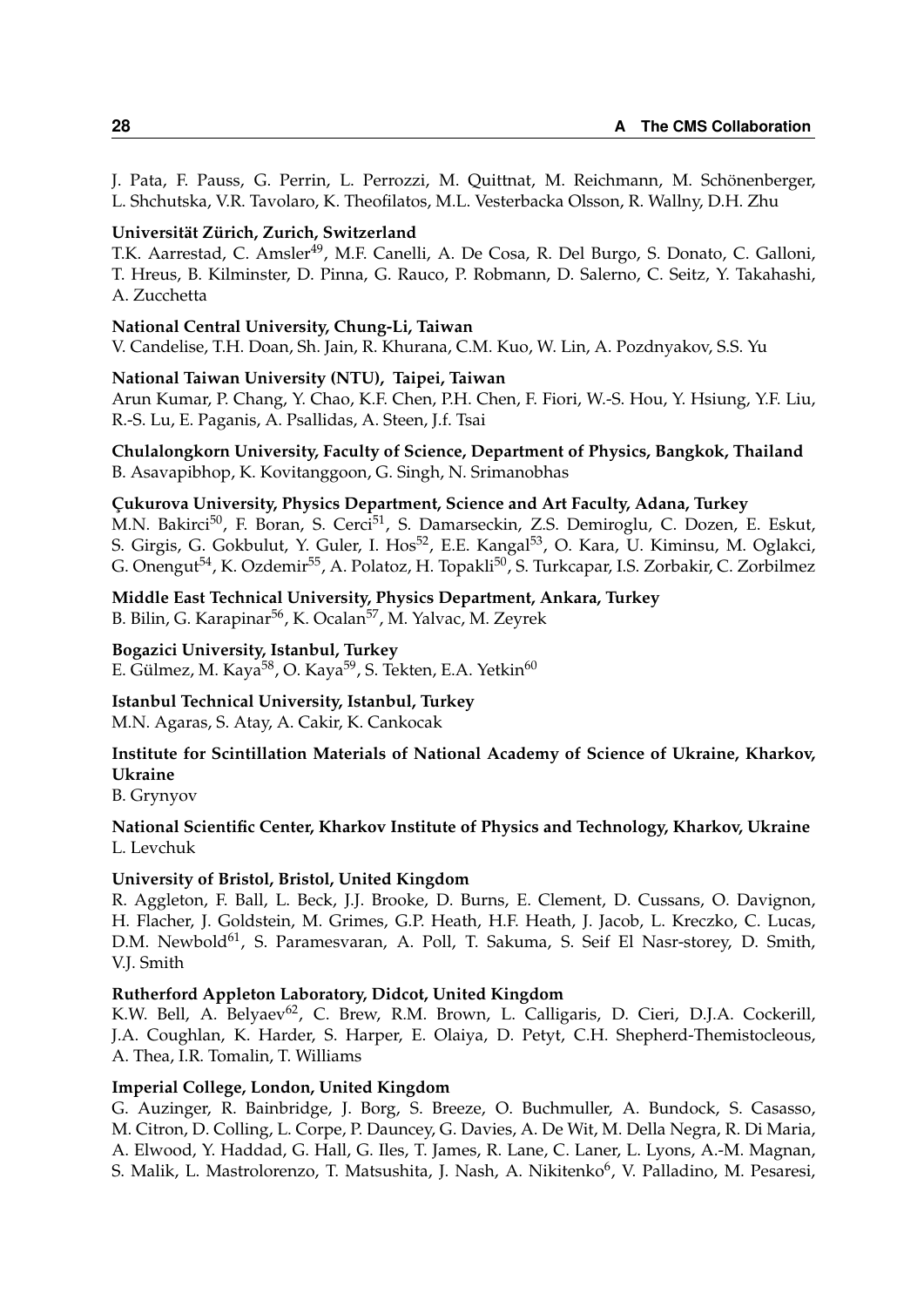J. Pata, F. Pauss, G. Perrin, L. Perrozzi, M. Quittnat, M. Reichmann, M. Schönenberger, L. Shchutska, V.R. Tavolaro, K. Theofilatos, M.L. Vesterbacka Olsson, R. Wallny, D.H. Zhu

**Universität Zürich, Zurich, Switzerland**
T.K. Aarrestad, C. Amsler[49], M.F. Canelli, A. De Cosa, R. Del Burgo, S. Donato, C. Galloni, T. Hreus, B. Kilminster, D. Pinna, G. Rauco, P. Robmann, D. Salerno, C. Seitz, Y. Takahashi, A. Zucchetta

**National Central University, Chung-Li, Taiwan**
V. Candelise, T.H. Doan, Sh. Jain, R. Khurana, C.M. Kuo, W. Lin, A. Pozdnyakov, S.S. Yu

**National Taiwan University (NTU), Taipei, Taiwan**
Arun Kumar, P. Chang, Y. Chao, K.F. Chen, P.H. Chen, F. Fiori, W.-S. Hou, Y. Hsiung, Y.F. Liu, R.-S. Lu, E. Paganis, A. Psallidas, A. Steen, J.f. Tsai

**Chulalongkorn University, Faculty of Science, Department of Physics, Bangkok, Thailand**
B. Asavapibhop, K. Kovitanggoon, G. Singh, N. Srimanobhas

**Çukurova University, Physics Department, Science and Art Faculty, Adana, Turkey**
M.N. Bakirci[50], F. Boran, S. Cerci[51], S. Damarseckin, Z.S. Demiroglu, C. Dozen, E. Eskut, S. Girgis, G. Gokbulut, Y. Guler, I. Hos[52], E.E. Kangal[53], O. Kara, U. Kiminsu, M. Oglakci, G. Onengut[54], K. Ozdemir[55], A. Polatoz, H. Topakli[50], S. Turkcapar, I.S. Zorbakir, C. Zorbilmez

**Middle East Technical University, Physics Department, Ankara, Turkey**
B. Bilin, G. Karapinar[56], K. Ocalan[57], M. Yalvac, M. Zeyrek

**Bogazici University, Istanbul, Turkey**
E. Gülmez, M. Kaya[58], O. Kaya[59], S. Tekten, E.A. Yetkin[60]

**Istanbul Technical University, Istanbul, Turkey**
M.N. Agaras, S. Atay, A. Cakir, K. Cankocak

**Institute for Scintillation Materials of National Academy of Science of Ukraine, Kharkov, Ukraine**
B. Grynyov

**National Scientific Center, Kharkov Institute of Physics and Technology, Kharkov, Ukraine**
L. Levchuk

**University of Bristol, Bristol, United Kingdom**
R. Aggleton, F. Ball, L. Beck, J.J. Brooke, D. Burns, E. Clement, D. Cussans, O. Davignon, H. Flacher, J. Goldstein, M. Grimes, G.P. Heath, H.F. Heath, J. Jacob, L. Kreczko, C. Lucas, D.M. Newbold[61], S. Paramesvaran, A. Poll, T. Sakuma, S. Seif El Nasr-storey, D. Smith, V.J. Smith

**Rutherford Appleton Laboratory, Didcot, United Kingdom**
K.W. Bell, A. Belyaev[62], C. Brew, R.M. Brown, L. Calligaris, D. Cieri, D.J.A. Cockerill, J.A. Coughlan, K. Harder, S. Harper, E. Olaiya, D. Petyt, C.H. Shepherd-Themistocleous, A. Thea, I.R. Tomalin, T. Williams

**Imperial College, London, United Kingdom**
G. Auzinger, R. Bainbridge, J. Borg, S. Breeze, O. Buchmuller, A. Bundock, S. Casasso, M. Citron, D. Colling, L. Corpe, P. Dauncey, G. Davies, A. De Wit, M. Della Negra, R. Di Maria, A. Elwood, Y. Haddad, G. Hall, G. Iles, T. James, R. Lane, C. Laner, L. Lyons, A.-M. Magnan, S. Malik, L. Mastrolorenzo, T. Matsushita, J. Nash, A. Nikitenko[6], V. Palladino, M. Pesaresi,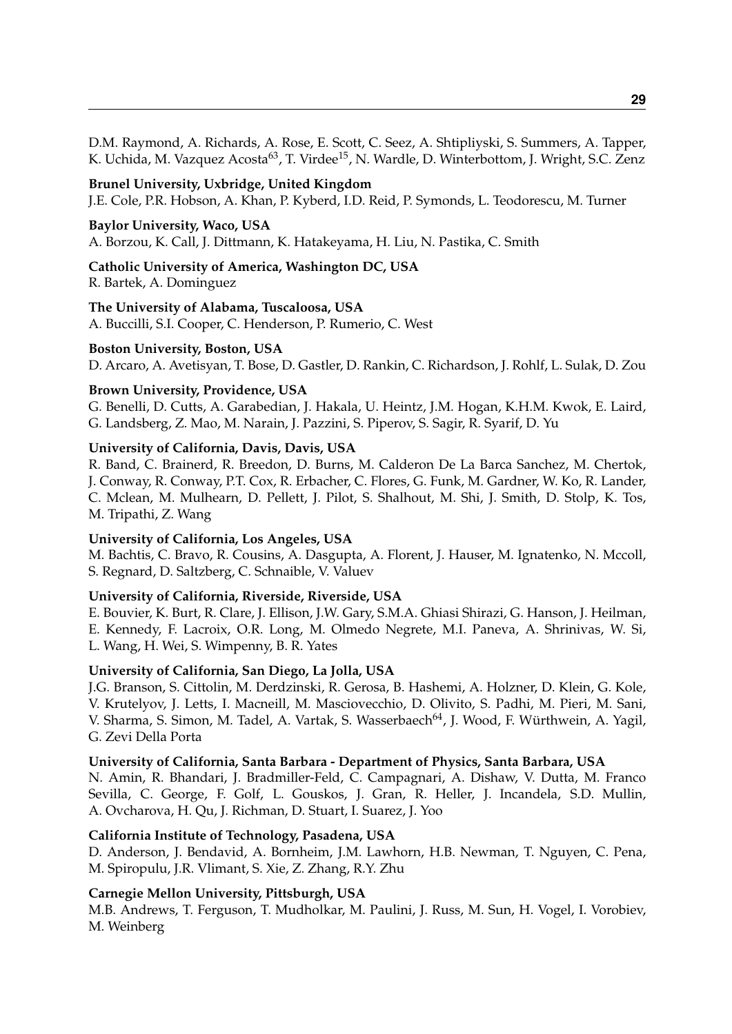D.M. Raymond, A. Richards, A. Rose, E. Scott, C. Seez, A. Shtipliyski, S. Summers, A. Tapper, K. Uchida, M. Vazquez Acosta[63], T. Virdee[15], N. Wardle, D. Winterbottom, J. Wright, S.C. Zenz

**Brunel University, Uxbridge, United Kingdom**
J.E. Cole, P.R. Hobson, A. Khan, P. Kyberd, I.D. Reid, P. Symonds, L. Teodorescu, M. Turner

**Baylor University, Waco, USA**
A. Borzou, K. Call, J. Dittmann, K. Hatakeyama, H. Liu, N. Pastika, C. Smith

**Catholic University of America, Washington DC, USA**
R. Bartek, A. Dominguez

**The University of Alabama, Tuscaloosa, USA**
A. Buccilli, S.I. Cooper, C. Henderson, P. Rumerio, C. West

**Boston University, Boston, USA**
D. Arcaro, A. Avetisyan, T. Bose, D. Gastler, D. Rankin, C. Richardson, J. Rohlf, L. Sulak, D. Zou

**Brown University, Providence, USA**
G. Benelli, D. Cutts, A. Garabedian, J. Hakala, U. Heintz, J.M. Hogan, K.H.M. Kwok, E. Laird, G. Landsberg, Z. Mao, M. Narain, J. Pazzini, S. Piperov, S. Sagir, R. Syarif, D. Yu

**University of California, Davis, Davis, USA**
R. Band, C. Brainerd, R. Breedon, D. Burns, M. Calderon De La Barca Sanchez, M. Chertok, J. Conway, R. Conway, P.T. Cox, R. Erbacher, C. Flores, G. Funk, M. Gardner, W. Ko, R. Lander, C. Mclean, M. Mulhearn, D. Pellett, J. Pilot, S. Shalhout, M. Shi, J. Smith, D. Stolp, K. Tos, M. Tripathi, Z. Wang

**University of California, Los Angeles, USA**
M. Bachtis, C. Bravo, R. Cousins, A. Dasgupta, A. Florent, J. Hauser, M. Ignatenko, N. Mccoll, S. Regnard, D. Saltzberg, C. Schnaible, V. Valuev

**University of California, Riverside, Riverside, USA**
E. Bouvier, K. Burt, R. Clare, J. Ellison, J.W. Gary, S.M.A. Ghiasi Shirazi, G. Hanson, J. Heilman, E. Kennedy, F. Lacroix, O.R. Long, M. Olmedo Negrete, M.I. Paneva, A. Shrinivas, W. Si, L. Wang, H. Wei, S. Wimpenny, B. R. Yates

**University of California, San Diego, La Jolla, USA**
J.G. Branson, S. Cittolin, M. Derdzinski, R. Gerosa, B. Hashemi, A. Holzner, D. Klein, G. Kole, V. Krutelyov, J. Letts, I. Macneill, M. Masciovecchio, D. Olivito, S. Padhi, M. Pieri, M. Sani, V. Sharma, S. Simon, M. Tadel, A. Vartak, S. Wasserbaech[64], J. Wood, F. Würthwein, A. Yagil, G. Zevi Della Porta

**University of California, Santa Barbara - Department of Physics, Santa Barbara, USA**
N. Amin, R. Bhandari, J. Bradmiller-Feld, C. Campagnari, A. Dishaw, V. Dutta, M. Franco Sevilla, C. George, F. Golf, L. Gouskos, J. Gran, R. Heller, J. Incandela, S.D. Mullin, A. Ovcharova, H. Qu, J. Richman, D. Stuart, I. Suarez, J. Yoo

**California Institute of Technology, Pasadena, USA**
D. Anderson, J. Bendavid, A. Bornheim, J.M. Lawhorn, H.B. Newman, T. Nguyen, C. Pena, M. Spiropulu, J.R. Vlimant, S. Xie, Z. Zhang, R.Y. Zhu

**Carnegie Mellon University, Pittsburgh, USA**
M.B. Andrews, T. Ferguson, T. Mudholkar, M. Paulini, J. Russ, M. Sun, H. Vogel, I. Vorobiev, M. Weinberg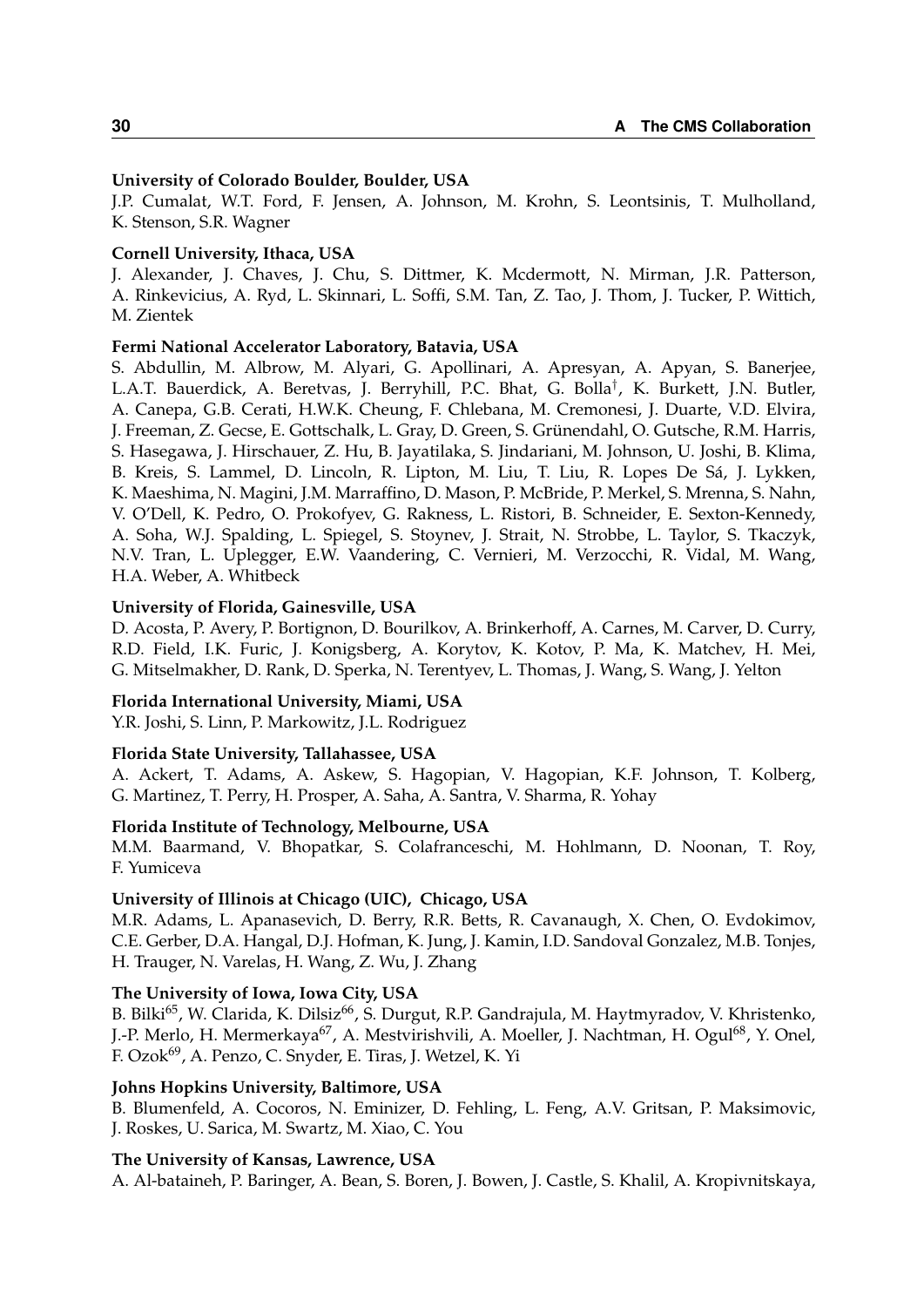**University of Colorado Boulder, Boulder, USA**

J.P. Cumalat, W.T. Ford, F. Jensen, A. Johnson, M. Krohn, S. Leontsinis, T. Mulholland, K. Stenson, S.R. Wagner

**Cornell University, Ithaca, USA**

J. Alexander, J. Chaves, J. Chu, S. Dittmer, K. Mcdermott, N. Mirman, J.R. Patterson, A. Rinkevicius, A. Ryd, L. Skinnari, L. Soffi, S.M. Tan, Z. Tao, J. Thom, J. Tucker, P. Wittich, M. Zientek

**Fermi National Accelerator Laboratory, Batavia, USA**

S. Abdullin, M. Albrow, M. Alyari, G. Apollinari, A. Apresyan, A. Apyan, S. Banerjee, L.A.T. Bauerdick, A. Beretvas, J. Berryhill, P.C. Bhat, G. Bolla[†], K. Burkett, J.N. Butler, A. Canepa, G.B. Cerati, H.W.K. Cheung, F. Chlebana, M. Cremonesi, J. Duarte, V.D. Elvira, J. Freeman, Z. Gecse, E. Gottschalk, L. Gray, D. Green, S. Grünendahl, O. Gutsche, R.M. Harris, S. Hasegawa, J. Hirschauer, Z. Hu, B. Jayatilaka, S. Jindariani, M. Johnson, U. Joshi, B. Klima, B. Kreis, S. Lammel, D. Lincoln, R. Lipton, M. Liu, T. Liu, R. Lopes De Sá, J. Lykken, K. Maeshima, N. Magini, J.M. Marraffino, D. Mason, P. McBride, P. Merkel, S. Mrenna, S. Nahn, V. O'Dell, K. Pedro, O. Prokofyev, G. Rakness, L. Ristori, B. Schneider, E. Sexton-Kennedy, A. Soha, W.J. Spalding, L. Spiegel, S. Stoynev, J. Strait, N. Strobbe, L. Taylor, S. Tkaczyk, N.V. Tran, L. Uplegger, E.W. Vaandering, C. Vernieri, M. Verzocchi, R. Vidal, M. Wang, H.A. Weber, A. Whitbeck

**University of Florida, Gainesville, USA**

D. Acosta, P. Avery, P. Bortignon, D. Bourilkov, A. Brinkerhoff, A. Carnes, M. Carver, D. Curry, R.D. Field, I.K. Furic, J. Konigsberg, A. Korytov, K. Kotov, P. Ma, K. Matchev, H. Mei, G. Mitselmakher, D. Rank, D. Sperka, N. Terentyev, L. Thomas, J. Wang, S. Wang, J. Yelton

**Florida International University, Miami, USA**

Y.R. Joshi, S. Linn, P. Markowitz, J.L. Rodriguez

**Florida State University, Tallahassee, USA**

A. Ackert, T. Adams, A. Askew, S. Hagopian, V. Hagopian, K.F. Johnson, T. Kolberg, G. Martinez, T. Perry, H. Prosper, A. Saha, A. Santra, V. Sharma, R. Yohay

**Florida Institute of Technology, Melbourne, USA**

M.M. Baarmand, V. Bhopatkar, S. Colafranceschi, M. Hohlmann, D. Noonan, T. Roy, F. Yumiceva

**University of Illinois at Chicago (UIC), Chicago, USA**

M.R. Adams, L. Apanasevich, D. Berry, R.R. Betts, R. Cavanaugh, X. Chen, O. Evdokimov, C.E. Gerber, D.A. Hangal, D.J. Hofman, K. Jung, J. Kamin, I.D. Sandoval Gonzalez, M.B. Tonjes, H. Trauger, N. Varelas, H. Wang, Z. Wu, J. Zhang

**The University of Iowa, Iowa City, USA**

B. Bilki[65], W. Clarida, K. Dilsiz[66], S. Durgut, R.P. Gandrajula, M. Haytmyradov, V. Khristenko, J.-P. Merlo, H. Mermerkaya[67], A. Mestvirishvili, A. Moeller, J. Nachtman, H. Ogul[68], Y. Onel, F. Ozok[69], A. Penzo, C. Snyder, E. Tiras, J. Wetzel, K. Yi

**Johns Hopkins University, Baltimore, USA**

B. Blumenfeld, A. Cocoros, N. Eminizer, D. Fehling, L. Feng, A.V. Gritsan, P. Maksimovic, J. Roskes, U. Sarica, M. Swartz, M. Xiao, C. You

**The University of Kansas, Lawrence, USA**

A. Al-bataineh, P. Baringer, A. Bean, S. Boren, J. Bowen, J. Castle, S. Khalil, A. Kropivnitskaya,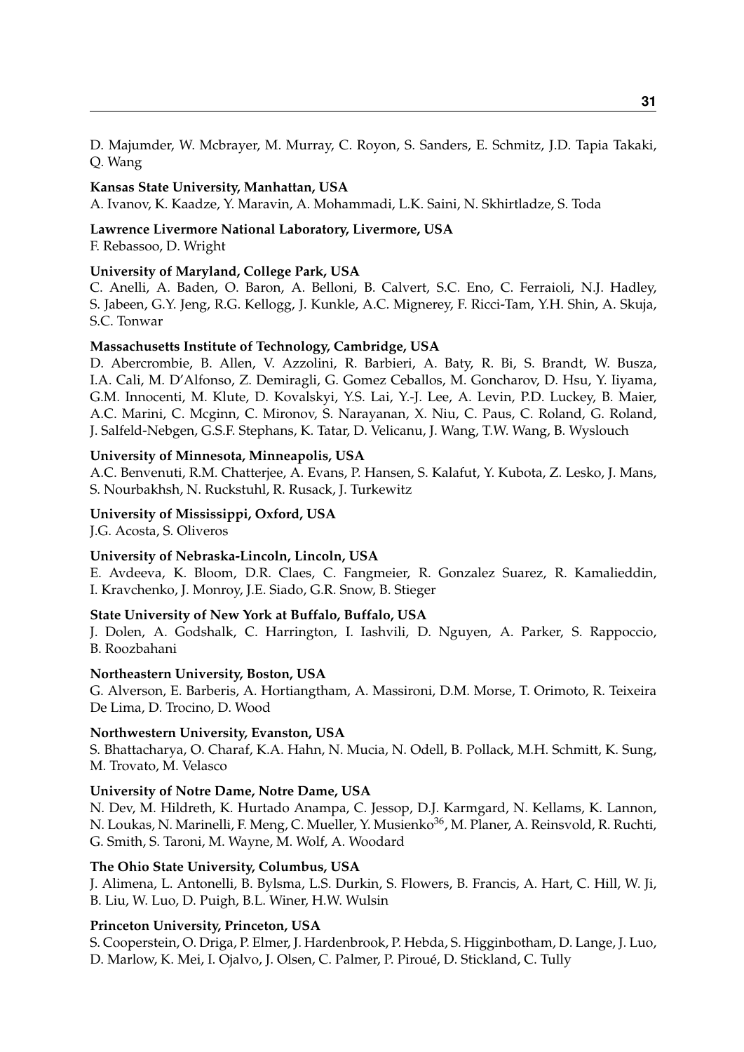D. Majumder, W. Mcbrayer, M. Murray, C. Royon, S. Sanders, E. Schmitz, J.D. Tapia Takaki, Q. Wang

**Kansas State University, Manhattan, USA**
A. Ivanov, K. Kaadze, Y. Maravin, A. Mohammadi, L.K. Saini, N. Skhirtladze, S. Toda

**Lawrence Livermore National Laboratory, Livermore, USA**
F. Rebassoo, D. Wright

**University of Maryland, College Park, USA**
C. Anelli, A. Baden, O. Baron, A. Belloni, B. Calvert, S.C. Eno, C. Ferraioli, N.J. Hadley, S. Jabeen, G.Y. Jeng, R.G. Kellogg, J. Kunkle, A.C. Mignerey, F. Ricci-Tam, Y.H. Shin, A. Skuja, S.C. Tonwar

**Massachusetts Institute of Technology, Cambridge, USA**
D. Abercrombie, B. Allen, V. Azzolini, R. Barbieri, A. Baty, R. Bi, S. Brandt, W. Busza, I.A. Cali, M. D'Alfonso, Z. Demiragli, G. Gomez Ceballos, M. Goncharov, D. Hsu, Y. Iiyama, G.M. Innocenti, M. Klute, D. Kovalskyi, Y.S. Lai, Y.-J. Lee, A. Levin, P.D. Luckey, B. Maier, A.C. Marini, C. Mcginn, C. Mironov, S. Narayanan, X. Niu, C. Paus, C. Roland, G. Roland, J. Salfeld-Nebgen, G.S.F. Stephans, K. Tatar, D. Velicanu, J. Wang, T.W. Wang, B. Wyslouch

**University of Minnesota, Minneapolis, USA**
A.C. Benvenuti, R.M. Chatterjee, A. Evans, P. Hansen, S. Kalafut, Y. Kubota, Z. Lesko, J. Mans, S. Nourbakhsh, N. Ruckstuhl, R. Rusack, J. Turkewitz

**University of Mississippi, Oxford, USA**
J.G. Acosta, S. Oliveros

**University of Nebraska-Lincoln, Lincoln, USA**
E. Avdeeva, K. Bloom, D.R. Claes, C. Fangmeier, R. Gonzalez Suarez, R. Kamalieddin, I. Kravchenko, J. Monroy, J.E. Siado, G.R. Snow, B. Stieger

**State University of New York at Buffalo, Buffalo, USA**
J. Dolen, A. Godshalk, C. Harrington, I. Iashvili, D. Nguyen, A. Parker, S. Rappoccio, B. Roozbahani

**Northeastern University, Boston, USA**
G. Alverson, E. Barberis, A. Hortiangtham, A. Massironi, D.M. Morse, T. Orimoto, R. Teixeira De Lima, D. Trocino, D. Wood

**Northwestern University, Evanston, USA**
S. Bhattacharya, O. Charaf, K.A. Hahn, N. Mucia, N. Odell, B. Pollack, M.H. Schmitt, K. Sung, M. Trovato, M. Velasco

**University of Notre Dame, Notre Dame, USA**
N. Dev, M. Hildreth, K. Hurtado Anampa, C. Jessop, D.J. Karmgard, N. Kellams, K. Lannon, N. Loukas, N. Marinelli, F. Meng, C. Mueller, Y. Musienko[36], M. Planer, A. Reinsvold, R. Ruchti, G. Smith, S. Taroni, M. Wayne, M. Wolf, A. Woodard

**The Ohio State University, Columbus, USA**
J. Alimena, L. Antonelli, B. Bylsma, L.S. Durkin, S. Flowers, B. Francis, A. Hart, C. Hill, W. Ji, B. Liu, W. Luo, D. Puigh, B.L. Winer, H.W. Wulsin

**Princeton University, Princeton, USA**
S. Cooperstein, O. Driga, P. Elmer, J. Hardenbrook, P. Hebda, S. Higginbotham, D. Lange, J. Luo, D. Marlow, K. Mei, I. Ojalvo, J. Olsen, C. Palmer, P. Piroué, D. Stickland, C. Tully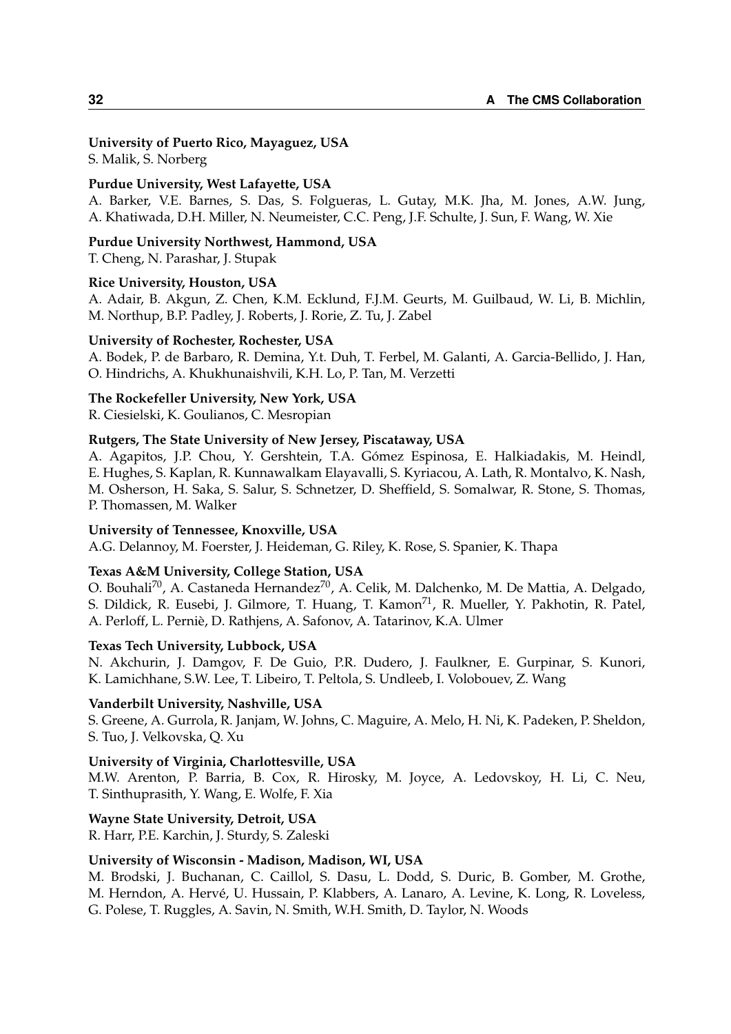**University of Puerto Rico, Mayaguez, USA**
S. Malik, S. Norberg

**Purdue University, West Lafayette, USA**
A. Barker, V.E. Barnes, S. Das, S. Folgueras, L. Gutay, M.K. Jha, M. Jones, A.W. Jung, A. Khatiwada, D.H. Miller, N. Neumeister, C.C. Peng, J.F. Schulte, J. Sun, F. Wang, W. Xie

**Purdue University Northwest, Hammond, USA**
T. Cheng, N. Parashar, J. Stupak

**Rice University, Houston, USA**
A. Adair, B. Akgun, Z. Chen, K.M. Ecklund, F.J.M. Geurts, M. Guilbaud, W. Li, B. Michlin, M. Northup, B.P. Padley, J. Roberts, J. Rorie, Z. Tu, J. Zabel

**University of Rochester, Rochester, USA**
A. Bodek, P. de Barbaro, R. Demina, Y.t. Duh, T. Ferbel, M. Galanti, A. Garcia-Bellido, J. Han, O. Hindrichs, A. Khukhunaishvili, K.H. Lo, P. Tan, M. Verzetti

**The Rockefeller University, New York, USA**
R. Ciesielski, K. Goulianos, C. Mesropian

**Rutgers, The State University of New Jersey, Piscataway, USA**
A. Agapitos, J.P. Chou, Y. Gershtein, T.A. Gómez Espinosa, E. Halkiadakis, M. Heindl, E. Hughes, S. Kaplan, R. Kunnawalkam Elayavalli, S. Kyriacou, A. Lath, R. Montalvo, K. Nash, M. Osherson, H. Saka, S. Salur, S. Schnetzer, D. Sheffield, S. Somalwar, R. Stone, S. Thomas, P. Thomassen, M. Walker

**University of Tennessee, Knoxville, USA**
A.G. Delannoy, M. Foerster, J. Heideman, G. Riley, K. Rose, S. Spanier, K. Thapa

**Texas A&M University, College Station, USA**
O. Bouhali[70], A. Castaneda Hernandez[70], A. Celik, M. Dalchenko, M. De Mattia, A. Delgado, S. Dildick, R. Eusebi, J. Gilmore, T. Huang, T. Kamon[71], R. Mueller, Y. Pakhotin, R. Patel, A. Perloff, L. Perniè, D. Rathjens, A. Safonov, A. Tatarinov, K.A. Ulmer

**Texas Tech University, Lubbock, USA**
N. Akchurin, J. Damgov, F. De Guio, P.R. Dudero, J. Faulkner, E. Gurpinar, S. Kunori, K. Lamichhane, S.W. Lee, T. Libeiro, T. Peltola, S. Undleeb, I. Volobouev, Z. Wang

**Vanderbilt University, Nashville, USA**
S. Greene, A. Gurrola, R. Janjam, W. Johns, C. Maguire, A. Melo, H. Ni, K. Padeken, P. Sheldon, S. Tuo, J. Velkovska, Q. Xu

**University of Virginia, Charlottesville, USA**
M.W. Arenton, P. Barria, B. Cox, R. Hirosky, M. Joyce, A. Ledovskoy, H. Li, C. Neu, T. Sinthuprasith, Y. Wang, E. Wolfe, F. Xia

**Wayne State University, Detroit, USA**
R. Harr, P.E. Karchin, J. Sturdy, S. Zaleski

**University of Wisconsin - Madison, Madison, WI, USA**
M. Brodski, J. Buchanan, C. Caillol, S. Dasu, L. Dodd, S. Duric, B. Gomber, M. Grothe, M. Herndon, A. Hervé, U. Hussain, P. Klabbers, A. Lanaro, A. Levine, K. Long, R. Loveless, G. Polese, T. Ruggles, A. Savin, N. Smith, W.H. Smith, D. Taylor, N. Woods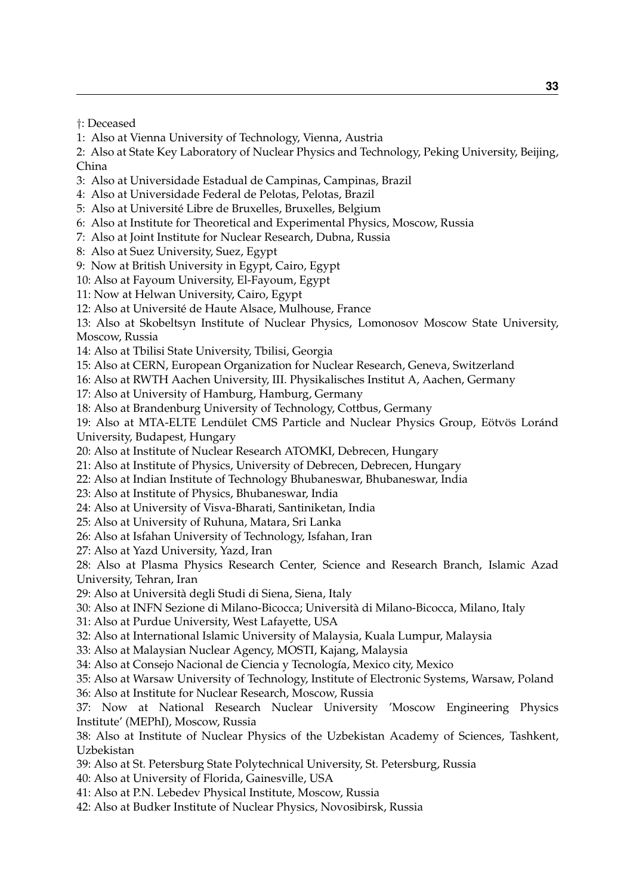†: Deceased

1: Also at Vienna University of Technology, Vienna, Austria

2: Also at State Key Laboratory of Nuclear Physics and Technology, Peking University, Beijing, China

3: Also at Universidade Estadual de Campinas, Campinas, Brazil

4: Also at Universidade Federal de Pelotas, Pelotas, Brazil

5: Also at Université Libre de Bruxelles, Bruxelles, Belgium

6: Also at Institute for Theoretical and Experimental Physics, Moscow, Russia

7: Also at Joint Institute for Nuclear Research, Dubna, Russia

8: Also at Suez University, Suez, Egypt

9: Now at British University in Egypt, Cairo, Egypt

10: Also at Fayoum University, El-Fayoum, Egypt

11: Now at Helwan University, Cairo, Egypt

12: Also at Université de Haute Alsace, Mulhouse, France

13: Also at Skobeltsyn Institute of Nuclear Physics, Lomonosov Moscow State University, Moscow, Russia

14: Also at Tbilisi State University, Tbilisi, Georgia

15: Also at CERN, European Organization for Nuclear Research, Geneva, Switzerland

16: Also at RWTH Aachen University, III. Physikalisches Institut A, Aachen, Germany

17: Also at University of Hamburg, Hamburg, Germany

18: Also at Brandenburg University of Technology, Cottbus, Germany

19: Also at MTA-ELTE Lendület CMS Particle and Nuclear Physics Group, Eötvös Loránd University, Budapest, Hungary

20: Also at Institute of Nuclear Research ATOMKI, Debrecen, Hungary

21: Also at Institute of Physics, University of Debrecen, Debrecen, Hungary

22: Also at Indian Institute of Technology Bhubaneswar, Bhubaneswar, India

23: Also at Institute of Physics, Bhubaneswar, India

24: Also at University of Visva-Bharati, Santiniketan, India

25: Also at University of Ruhuna, Matara, Sri Lanka

26: Also at Isfahan University of Technology, Isfahan, Iran

27: Also at Yazd University, Yazd, Iran

28: Also at Plasma Physics Research Center, Science and Research Branch, Islamic Azad University, Tehran, Iran

29: Also at Università degli Studi di Siena, Siena, Italy

30: Also at INFN Sezione di Milano-Bicocca; Università di Milano-Bicocca, Milano, Italy

31: Also at Purdue University, West Lafayette, USA

32: Also at International Islamic University of Malaysia, Kuala Lumpur, Malaysia

33: Also at Malaysian Nuclear Agency, MOSTI, Kajang, Malaysia

34: Also at Consejo Nacional de Ciencia y Tecnología, Mexico city, Mexico

35: Also at Warsaw University of Technology, Institute of Electronic Systems, Warsaw, Poland

36: Also at Institute for Nuclear Research, Moscow, Russia

37: Now at National Research Nuclear University 'Moscow Engineering Physics Institute' (MEPhI), Moscow, Russia

38: Also at Institute of Nuclear Physics of the Uzbekistan Academy of Sciences, Tashkent, Uzbekistan

39: Also at St. Petersburg State Polytechnical University, St. Petersburg, Russia

40: Also at University of Florida, Gainesville, USA

41: Also at P.N. Lebedev Physical Institute, Moscow, Russia

42: Also at Budker Institute of Nuclear Physics, Novosibirsk, Russia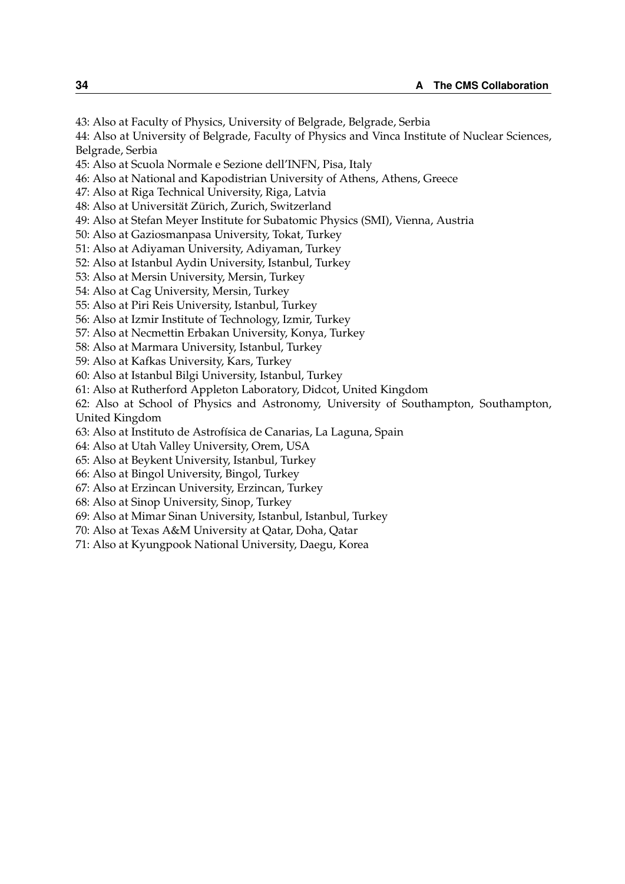43: Also at Faculty of Physics, University of Belgrade, Belgrade, Serbia
44: Also at University of Belgrade, Faculty of Physics and Vinca Institute of Nuclear Sciences, Belgrade, Serbia
45: Also at Scuola Normale e Sezione dell'INFN, Pisa, Italy
46: Also at National and Kapodistrian University of Athens, Athens, Greece
47: Also at Riga Technical University, Riga, Latvia
48: Also at Universität Zürich, Zurich, Switzerland
49: Also at Stefan Meyer Institute for Subatomic Physics (SMI), Vienna, Austria
50: Also at Gaziosmanpasa University, Tokat, Turkey
51: Also at Adiyaman University, Adiyaman, Turkey
52: Also at Istanbul Aydin University, Istanbul, Turkey
53: Also at Mersin University, Mersin, Turkey
54: Also at Cag University, Mersin, Turkey
55: Also at Piri Reis University, Istanbul, Turkey
56: Also at Izmir Institute of Technology, Izmir, Turkey
57: Also at Necmettin Erbakan University, Konya, Turkey
58: Also at Marmara University, Istanbul, Turkey
59: Also at Kafkas University, Kars, Turkey
60: Also at Istanbul Bilgi University, Istanbul, Turkey
61: Also at Rutherford Appleton Laboratory, Didcot, United Kingdom
62: Also at School of Physics and Astronomy, University of Southampton, Southampton, United Kingdom
63: Also at Instituto de Astrofísica de Canarias, La Laguna, Spain
64: Also at Utah Valley University, Orem, USA
65: Also at Beykent University, Istanbul, Turkey
66: Also at Bingol University, Bingol, Turkey
67: Also at Erzincan University, Erzincan, Turkey
68: Also at Sinop University, Sinop, Turkey
69: Also at Mimar Sinan University, Istanbul, Istanbul, Turkey
70: Also at Texas A&M University at Qatar, Doha, Qatar
71: Also at Kyungpook National University, Daegu, Korea